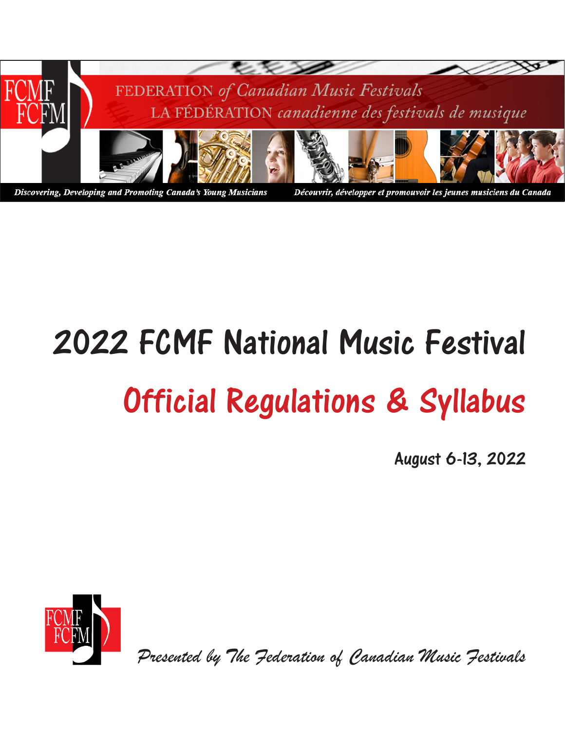FCMF
FCFM

FEDERATION *of Canadian Music Festivals*
LA FÉDÉRATION *canadienne des festivals de musique*

*Discovering, Developing and Promoting Canada's Young Musicians*

*Découvrir, développer et promouvoir les jeunes musiciens du Canada*

# 2022 FCMF National Music Festival

# Official Regulations & Syllabus

**August 6-13, 2022**

FCMF
FCFM

*Presented by The Federation of Canadian Music Festivals*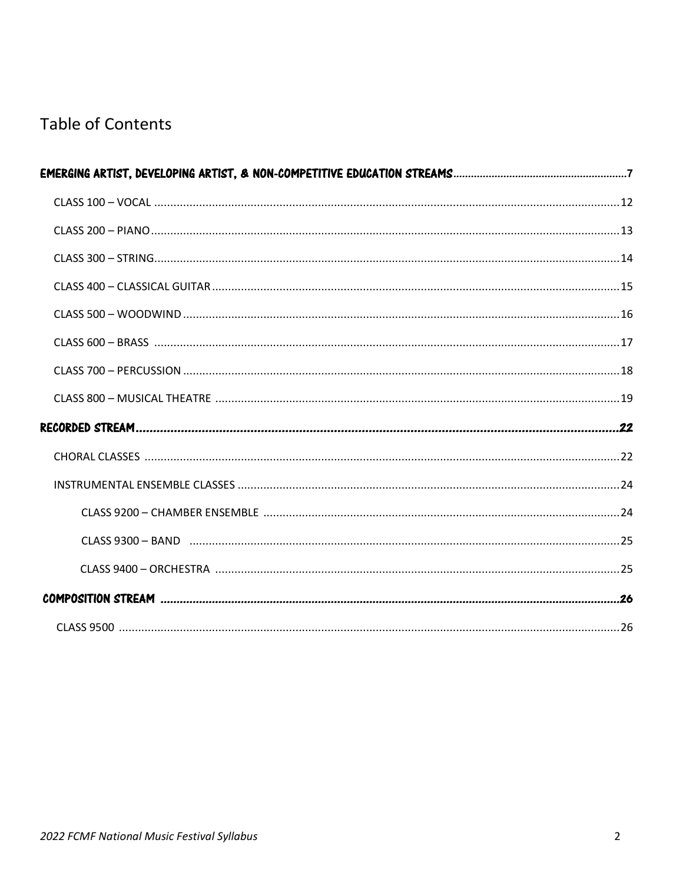# Table of Contents

**EMERGING ARTIST, DEVELOPING ARTIST, & NON-COMPETITIVE EDUCATION STREAMS** .......... 7

- CLASS 100 – VOCAL .......... 12
- CLASS 200 – PIANO .......... 13
- CLASS 300 – STRING .......... 14
- CLASS 400 – CLASSICAL GUITAR .......... 15
- CLASS 500 – WOODWIND .......... 16
- CLASS 600 – BRASS .......... 17
- CLASS 700 – PERCUSSION .......... 18
- CLASS 800 – MUSICAL THEATRE .......... 19

**RECORDED STREAM** .......... 22

- CHORAL CLASSES .......... 22
- INSTRUMENTAL ENSEMBLE CLASSES .......... 24
  - CLASS 9200 – CHAMBER ENSEMBLE .......... 24
  - CLASS 9300 – BAND .......... 25
  - CLASS 9400 – ORCHESTRA .......... 25

**COMPOSITION STREAM** .......... 26

- CLASS 9500 .......... 26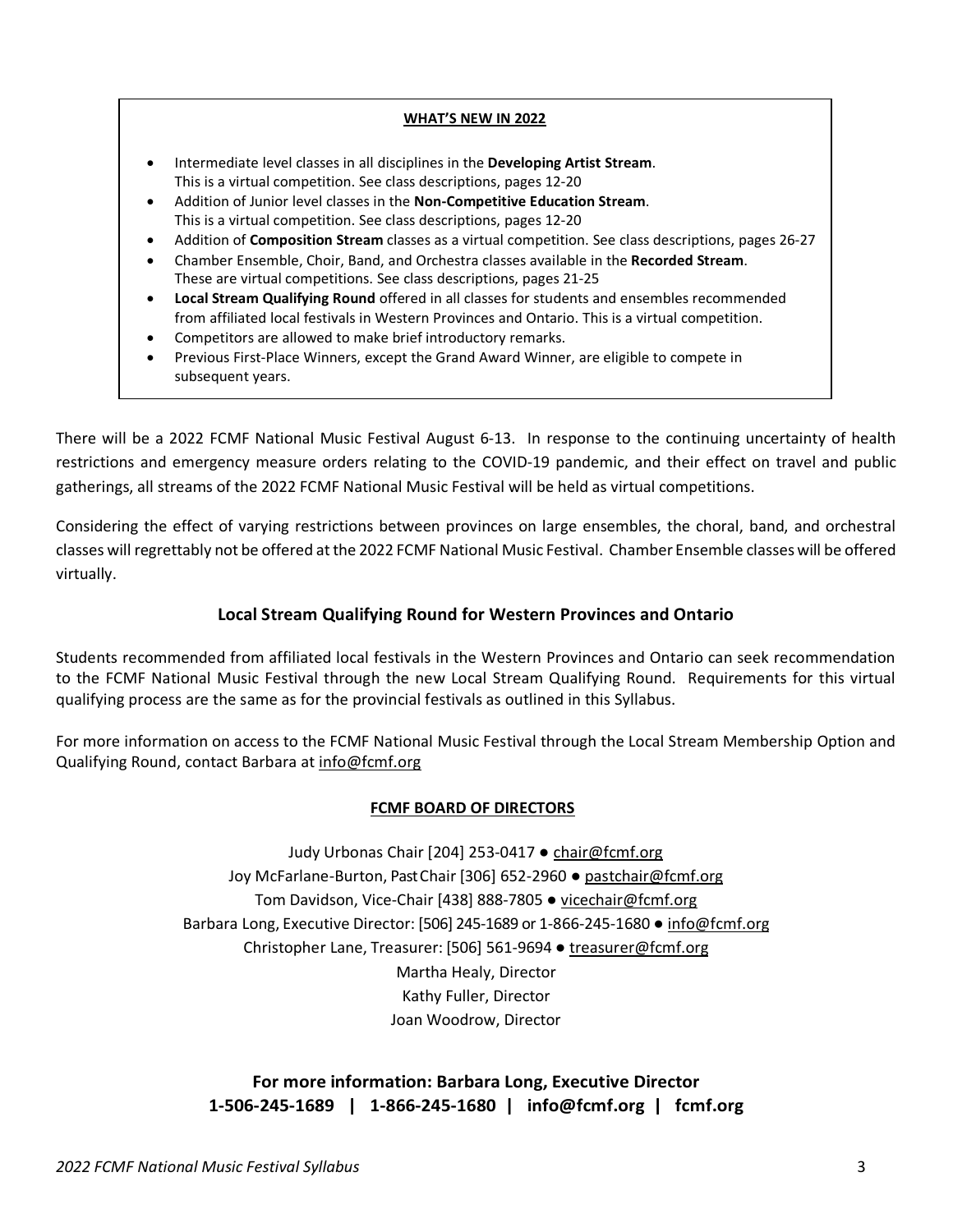**WHAT'S NEW IN 2022**

- Intermediate level classes in all disciplines in the **Developing Artist Stream**. This is a virtual competition. See class descriptions, pages 12-20
- Addition of Junior level classes in the **Non-Competitive Education Stream**. This is a virtual competition. See class descriptions, pages 12-20
- Addition of **Composition Stream** classes as a virtual competition. See class descriptions, pages 26-27
- Chamber Ensemble, Choir, Band, and Orchestra classes available in the **Recorded Stream**. These are virtual competitions. See class descriptions, pages 21-25
- **Local Stream Qualifying Round** offered in all classes for students and ensembles recommended from affiliated local festivals in Western Provinces and Ontario. This is a virtual competition.
- Competitors are allowed to make brief introductory remarks.
- Previous First-Place Winners, except the Grand Award Winner, are eligible to compete in subsequent years.

There will be a 2022 FCMF National Music Festival August 6-13. In response to the continuing uncertainty of health restrictions and emergency measure orders relating to the COVID-19 pandemic, and their effect on travel and public gatherings, all streams of the 2022 FCMF National Music Festival will be held as virtual competitions.

Considering the effect of varying restrictions between provinces on large ensembles, the choral, band, and orchestral classes will regrettably not be offered at the 2022 FCMF National Music Festival. Chamber Ensemble classes will be offered virtually.

## Local Stream Qualifying Round for Western Provinces and Ontario

Students recommended from affiliated local festivals in the Western Provinces and Ontario can seek recommendation to the FCMF National Music Festival through the new Local Stream Qualifying Round. Requirements for this virtual qualifying process are the same as for the provincial festivals as outlined in this Syllabus.

For more information on access to the FCMF National Music Festival through the Local Stream Membership Option and Qualifying Round, contact Barbara at info@fcmf.org

**FCMF BOARD OF DIRECTORS**

Judy Urbonas Chair [204] 253-0417 ● chair@fcmf.org
Joy McFarlane-Burton, Past Chair [306] 652-2960 ● pastchair@fcmf.org
Tom Davidson, Vice-Chair [438] 888-7805 ● vicechair@fcmf.org
Barbara Long, Executive Director: [506] 245-1689 or 1-866-245-1680 ● info@fcmf.org
Christopher Lane, Treasurer: [506] 561-9694 ● treasurer@fcmf.org
Martha Healy, Director
Kathy Fuller, Director
Joan Woodrow, Director

**For more information: Barbara Long, Executive Director**
**1-506-245-1689 | 1-866-245-1680 | info@fcmf.org | fcmf.org**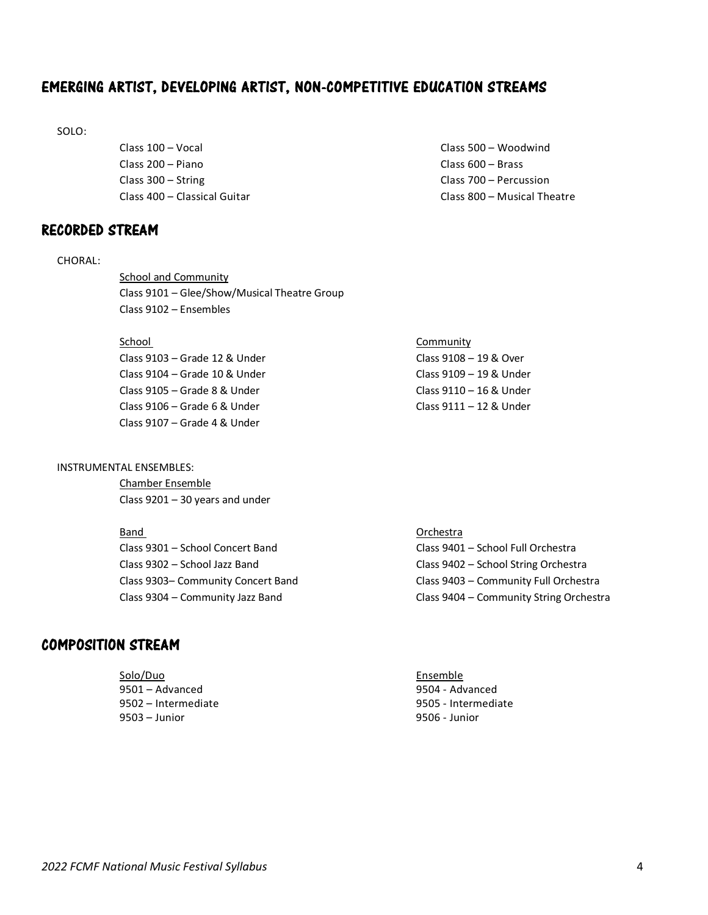## EMERGING ARTIST, DEVELOPING ARTIST, NON-COMPETITIVE EDUCATION STREAMS

SOLO:

Class 100 – Vocal
Class 200 – Piano
Class 300 – String
Class 400 – Classical Guitar
Class 500 – Woodwind
Class 600 – Brass
Class 700 – Percussion
Class 800 – Musical Theatre

## RECORDED STREAM

CHORAL:

School and Community
Class 9101 – Glee/Show/Musical Theatre Group
Class 9102 – Ensembles

School
Class 9103 – Grade 12 & Under
Class 9104 – Grade 10 & Under
Class 9105 – Grade 8 & Under
Class 9106 – Grade 6 & Under
Class 9107 – Grade 4 & Under

Community
Class 9108 – 19 & Over
Class 9109 – 19 & Under
Class 9110 – 16 & Under
Class 9111 – 12 & Under

INSTRUMENTAL ENSEMBLES:

Chamber Ensemble
Class 9201 – 30 years and under

Band
Class 9301 – School Concert Band
Class 9302 – School Jazz Band
Class 9303– Community Concert Band
Class 9304 – Community Jazz Band

Orchestra
Class 9401 – School Full Orchestra
Class 9402 – School String Orchestra
Class 9403 – Community Full Orchestra
Class 9404 – Community String Orchestra

## COMPOSITION STREAM

Solo/Duo
9501 – Advanced
9502 – Intermediate
9503 – Junior

Ensemble
9504 - Advanced
9505 - Intermediate
9506 - Junior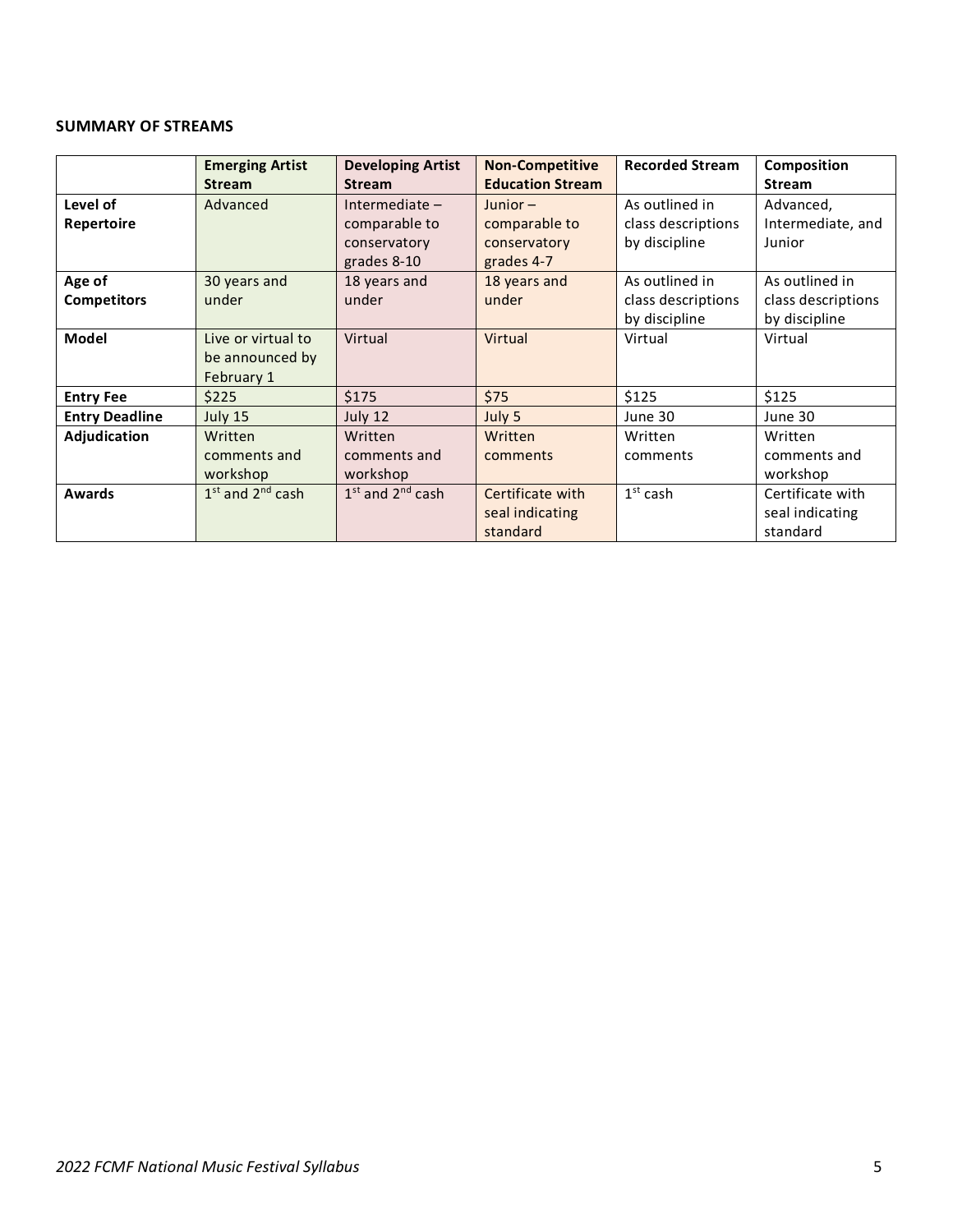**SUMMARY OF STREAMS**

| | **Emerging Artist Stream** | **Developing Artist Stream** | **Non-Competitive Education Stream** | **Recorded Stream** | **Composition Stream** |
|---|---|---|---|---|---|
| **Level of Repertoire** | Advanced | Intermediate – comparable to conservatory grades 8-10 | Junior – comparable to conservatory grades 4-7 | As outlined in class descriptions by discipline | Advanced, Intermediate, and Junior |
| **Age of Competitors** | 30 years and under | 18 years and under | 18 years and under | As outlined in class descriptions by discipline | As outlined in class descriptions by discipline |
| **Model** | Live or virtual to be announced by February 1 | Virtual | Virtual | Virtual | Virtual |
| **Entry Fee** | $225 | $175 | $75 | $125 | $125 |
| **Entry Deadline** | July 15 | July 12 | July 5 | June 30 | June 30 |
| **Adjudication** | Written comments and workshop | Written comments and workshop | Written comments | Written comments | Written comments and workshop |
| **Awards** | 1st and 2nd cash | 1st and 2nd cash | Certificate with seal indicating standard | 1st cash | Certificate with seal indicating standard |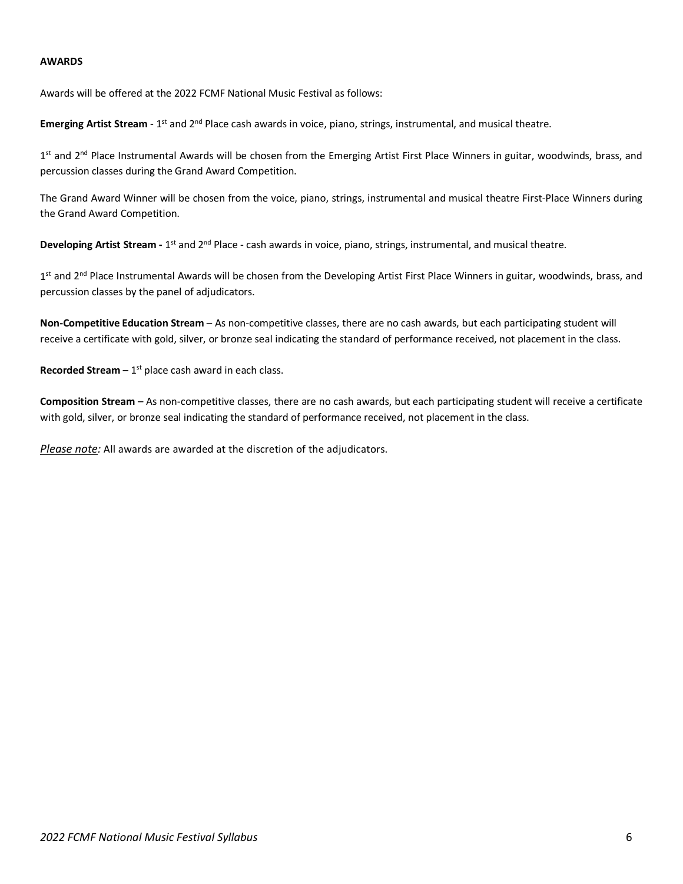## AWARDS

Awards will be offered at the 2022 FCMF National Music Festival as follows:

**Emerging Artist Stream** - 1st and 2nd Place cash awards in voice, piano, strings, instrumental, and musical theatre.

1st and 2nd Place Instrumental Awards will be chosen from the Emerging Artist First Place Winners in guitar, woodwinds, brass, and percussion classes during the Grand Award Competition.

The Grand Award Winner will be chosen from the voice, piano, strings, instrumental and musical theatre First-Place Winners during the Grand Award Competition.

**Developing Artist Stream -** 1st and 2nd Place - cash awards in voice, piano, strings, instrumental, and musical theatre.

1st and 2nd Place Instrumental Awards will be chosen from the Developing Artist First Place Winners in guitar, woodwinds, brass, and percussion classes by the panel of adjudicators.

**Non-Competitive Education Stream** – As non-competitive classes, there are no cash awards, but each participating student will receive a certificate with gold, silver, or bronze seal indicating the standard of performance received, not placement in the class.

**Recorded Stream** – 1st place cash award in each class.

**Composition Stream** – As non-competitive classes, there are no cash awards, but each participating student will receive a certificate with gold, silver, or bronze seal indicating the standard of performance received, not placement in the class.

*Please note:* All awards are awarded at the discretion of the adjudicators.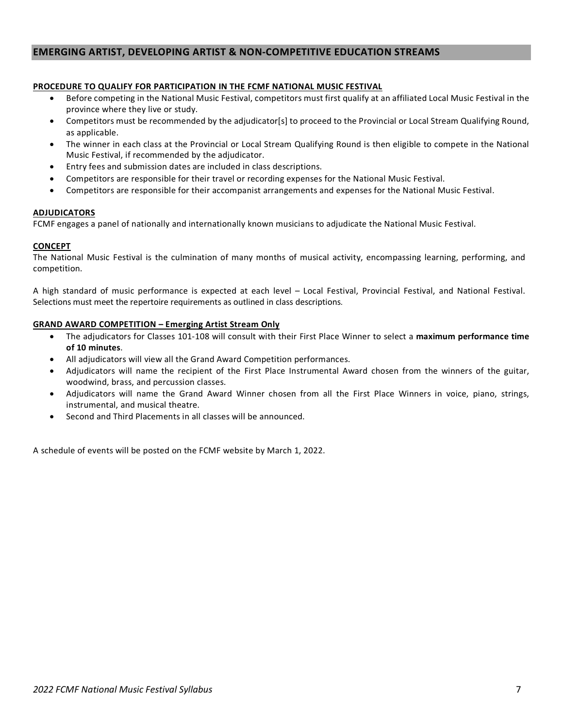## EMERGING ARTIST, DEVELOPING ARTIST & NON-COMPETITIVE EDUCATION STREAMS

### PROCEDURE TO QUALIFY FOR PARTICIPATION IN THE FCMF NATIONAL MUSIC FESTIVAL

- Before competing in the National Music Festival, competitors must first qualify at an affiliated Local Music Festival in the province where they live or study.
- Competitors must be recommended by the adjudicator[s] to proceed to the Provincial or Local Stream Qualifying Round, as applicable.
- The winner in each class at the Provincial or Local Stream Qualifying Round is then eligible to compete in the National Music Festival, if recommended by the adjudicator.
- Entry fees and submission dates are included in class descriptions.
- Competitors are responsible for their travel or recording expenses for the National Music Festival.
- Competitors are responsible for their accompanist arrangements and expenses for the National Music Festival.

### ADJUDICATORS

FCMF engages a panel of nationally and internationally known musicians to adjudicate the National Music Festival.

### CONCEPT

The National Music Festival is the culmination of many months of musical activity, encompassing learning, performing, and competition.

A high standard of music performance is expected at each level – Local Festival, Provincial Festival, and National Festival. Selections must meet the repertoire requirements as outlined in class descriptions.

### GRAND AWARD COMPETITION – Emerging Artist Stream Only

- The adjudicators for Classes 101-108 will consult with their First Place Winner to select a **maximum performance time of 10 minutes**.
- All adjudicators will view all the Grand Award Competition performances.
- Adjudicators will name the recipient of the First Place Instrumental Award chosen from the winners of the guitar, woodwind, brass, and percussion classes.
- Adjudicators will name the Grand Award Winner chosen from all the First Place Winners in voice, piano, strings, instrumental, and musical theatre.
- Second and Third Placements in all classes will be announced.

A schedule of events will be posted on the FCMF website by March 1, 2022.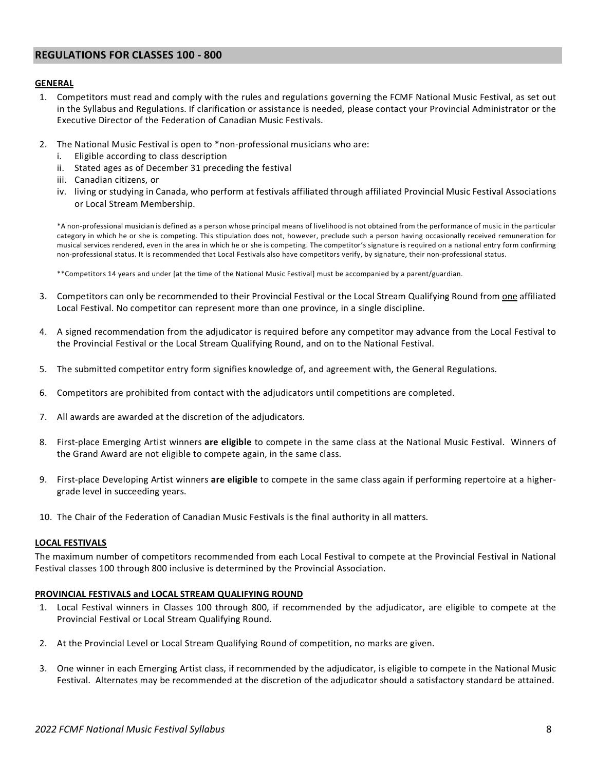## REGULATIONS FOR CLASSES 100 - 800

### GENERAL

1. Competitors must read and comply with the rules and regulations governing the FCMF National Music Festival, as set out in the Syllabus and Regulations. If clarification or assistance is needed, please contact your Provincial Administrator or the Executive Director of the Federation of Canadian Music Festivals.

2. The National Music Festival is open to *non-professional musicians who are:
   i. Eligible according to class description
   ii. Stated ages as of December 31 preceding the festival
   iii. Canadian citizens, or
   iv. living or studying in Canada, who perform at festivals affiliated through affiliated Provincial Music Festival Associations or Local Stream Membership.

   *A non-professional musician is defined as a person whose principal means of livelihood is not obtained from the performance of music in the particular category in which he or she is competing. This stipulation does not, however, preclude such a person having occasionally received remuneration for musical services rendered, even in the area in which he or she is competing. The competitor's signature is required on a national entry form confirming non-professional status. It is recommended that Local Festivals also have competitors verify, by signature, their non-professional status.

   **Competitors 14 years and under [at the time of the National Music Festival] must be accompanied by a parent/guardian.

3. Competitors can only be recommended to their Provincial Festival or the Local Stream Qualifying Round from one affiliated Local Festival. No competitor can represent more than one province, in a single discipline.

4. A signed recommendation from the adjudicator is required before any competitor may advance from the Local Festival to the Provincial Festival or the Local Stream Qualifying Round, and on to the National Festival.

5. The submitted competitor entry form signifies knowledge of, and agreement with, the General Regulations.

6. Competitors are prohibited from contact with the adjudicators until competitions are completed.

7. All awards are awarded at the discretion of the adjudicators.

8. First-place Emerging Artist winners **are eligible** to compete in the same class at the National Music Festival. Winners of the Grand Award are not eligible to compete again, in the same class.

9. First-place Developing Artist winners **are eligible** to compete in the same class again if performing repertoire at a higher-grade level in succeeding years.

10. The Chair of the Federation of Canadian Music Festivals is the final authority in all matters.

### LOCAL FESTIVALS

The maximum number of competitors recommended from each Local Festival to compete at the Provincial Festival in National Festival classes 100 through 800 inclusive is determined by the Provincial Association.

### PROVINCIAL FESTIVALS and LOCAL STREAM QUALIFYING ROUND

1. Local Festival winners in Classes 100 through 800, if recommended by the adjudicator, are eligible to compete at the Provincial Festival or Local Stream Qualifying Round.

2. At the Provincial Level or Local Stream Qualifying Round of competition, no marks are given.

3. One winner in each Emerging Artist class, if recommended by the adjudicator, is eligible to compete in the National Music Festival. Alternates may be recommended at the discretion of the adjudicator should a satisfactory standard be attained.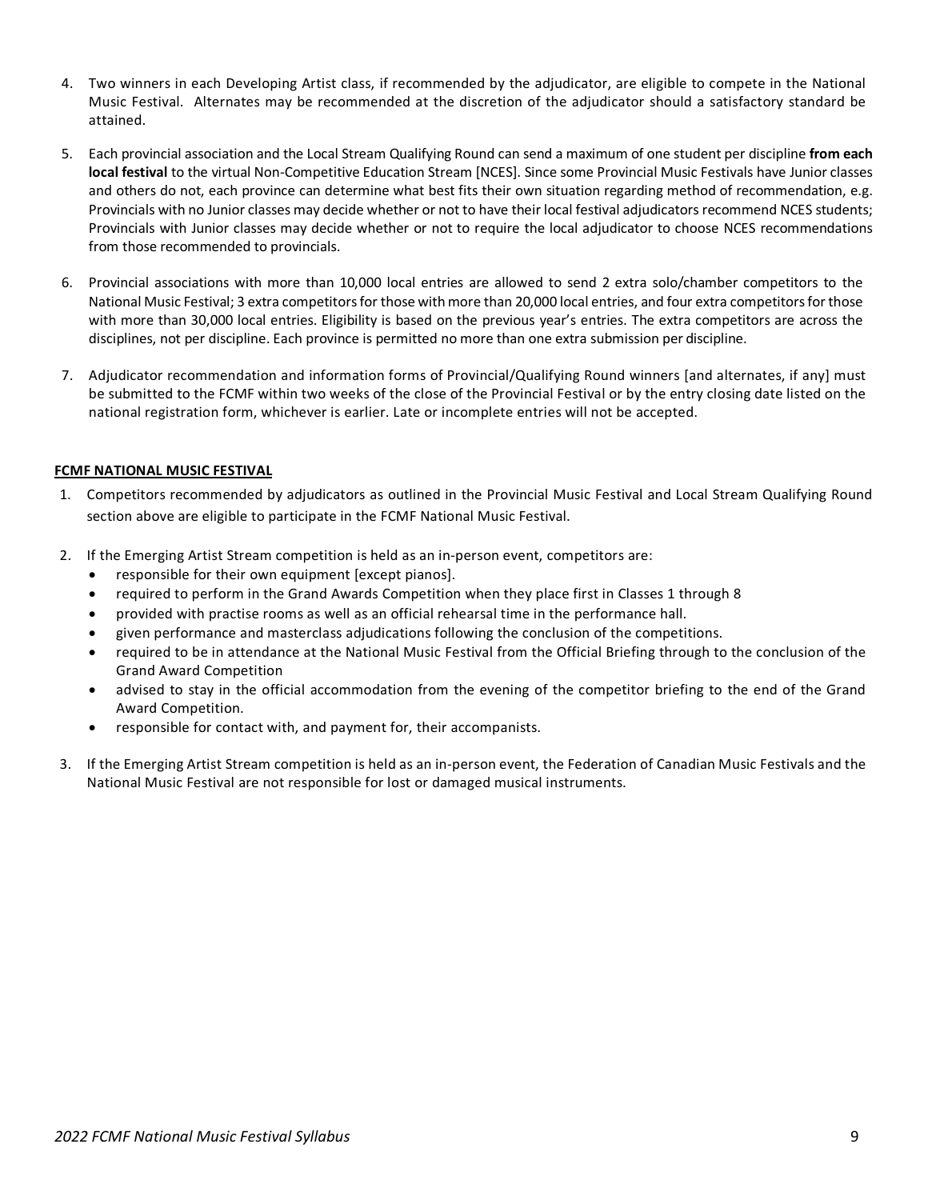4. Two winners in each Developing Artist class, if recommended by the adjudicator, are eligible to compete in the National Music Festival. Alternates may be recommended at the discretion of the adjudicator should a satisfactory standard be attained.

5. Each provincial association and the Local Stream Qualifying Round can send a maximum of one student per discipline **from each local festival** to the virtual Non-Competitive Education Stream [NCES]. Since some Provincial Music Festivals have Junior classes and others do not, each province can determine what best fits their own situation regarding method of recommendation, e.g. Provincials with no Junior classes may decide whether or not to have their local festival adjudicators recommend NCES students; Provincials with Junior classes may decide whether or not to require the local adjudicator to choose NCES recommendations from those recommended to provincials.

6. Provincial associations with more than 10,000 local entries are allowed to send 2 extra solo/chamber competitors to the National Music Festival; 3 extra competitors for those with more than 20,000 local entries, and four extra competitors for those with more than 30,000 local entries. Eligibility is based on the previous year's entries. The extra competitors are across the disciplines, not per discipline. Each province is permitted no more than one extra submission per discipline.

7. Adjudicator recommendation and information forms of Provincial/Qualifying Round winners [and alternates, if any] must be submitted to the FCMF within two weeks of the close of the Provincial Festival or by the entry closing date listed on the national registration form, whichever is earlier. Late or incomplete entries will not be accepted.

## FCMF NATIONAL MUSIC FESTIVAL

1. Competitors recommended by adjudicators as outlined in the Provincial Music Festival and Local Stream Qualifying Round section above are eligible to participate in the FCMF National Music Festival.

2. If the Emerging Artist Stream competition is held as an in-person event, competitors are:
   - responsible for their own equipment [except pianos].
   - required to perform in the Grand Awards Competition when they place first in Classes 1 through 8
   - provided with practise rooms as well as an official rehearsal time in the performance hall.
   - given performance and masterclass adjudications following the conclusion of the competitions.
   - required to be in attendance at the National Music Festival from the Official Briefing through to the conclusion of the Grand Award Competition
   - advised to stay in the official accommodation from the evening of the competitor briefing to the end of the Grand Award Competition.
   - responsible for contact with, and payment for, their accompanists.

3. If the Emerging Artist Stream competition is held as an in-person event, the Federation of Canadian Music Festivals and the National Music Festival are not responsible for lost or damaged musical instruments.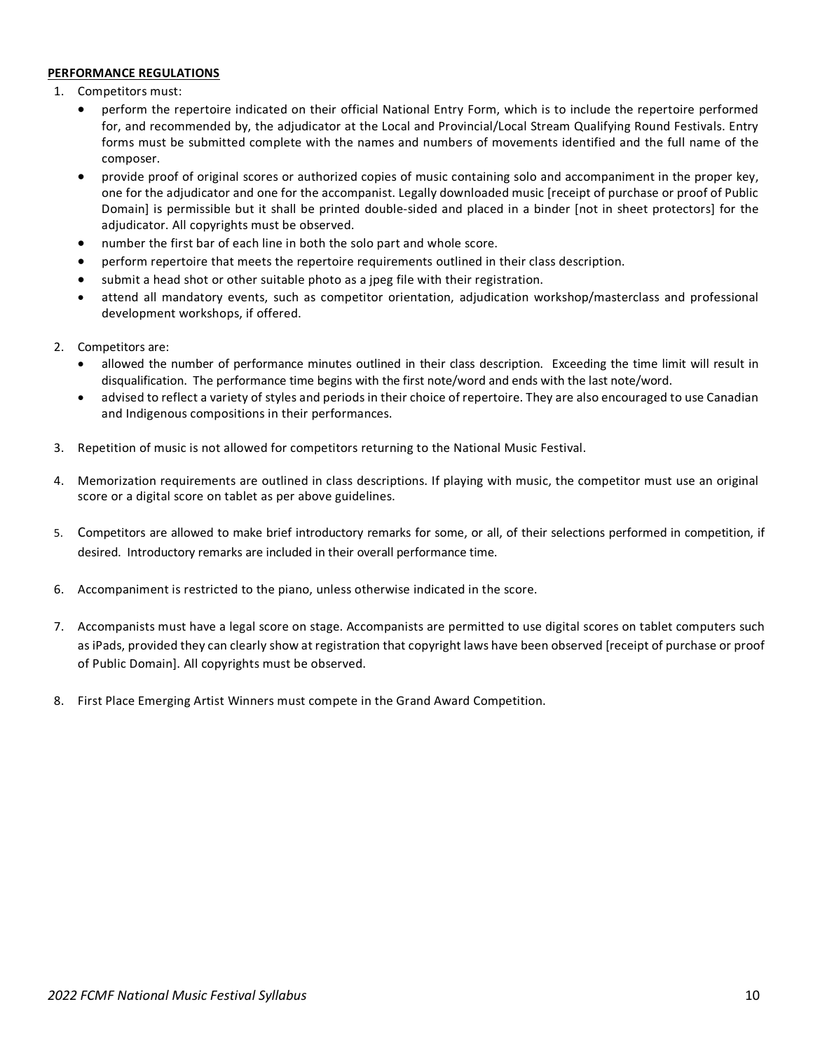**PERFORMANCE REGULATIONS**

1. Competitors must:
    - perform the repertoire indicated on their official National Entry Form, which is to include the repertoire performed for, and recommended by, the adjudicator at the Local and Provincial/Local Stream Qualifying Round Festivals. Entry forms must be submitted complete with the names and numbers of movements identified and the full name of the composer.
    - provide proof of original scores or authorized copies of music containing solo and accompaniment in the proper key, one for the adjudicator and one for the accompanist. Legally downloaded music [receipt of purchase or proof of Public Domain] is permissible but it shall be printed double-sided and placed in a binder [not in sheet protectors] for the adjudicator. All copyrights must be observed.
    - number the first bar of each line in both the solo part and whole score.
    - perform repertoire that meets the repertoire requirements outlined in their class description.
    - submit a head shot or other suitable photo as a jpeg file with their registration.
    - attend all mandatory events, such as competitor orientation, adjudication workshop/masterclass and professional development workshops, if offered.

2. Competitors are:
    - allowed the number of performance minutes outlined in their class description. Exceeding the time limit will result in disqualification. The performance time begins with the first note/word and ends with the last note/word.
    - advised to reflect a variety of styles and periods in their choice of repertoire. They are also encouraged to use Canadian and Indigenous compositions in their performances.

3. Repetition of music is not allowed for competitors returning to the National Music Festival.

4. Memorization requirements are outlined in class descriptions. If playing with music, the competitor must use an original score or a digital score on tablet as per above guidelines.

5. Competitors are allowed to make brief introductory remarks for some, or all, of their selections performed in competition, if desired. Introductory remarks are included in their overall performance time.

6. Accompaniment is restricted to the piano, unless otherwise indicated in the score.

7. Accompanists must have a legal score on stage. Accompanists are permitted to use digital scores on tablet computers such as iPads, provided they can clearly show at registration that copyright laws have been observed [receipt of purchase or proof of Public Domain]. All copyrights must be observed.

8. First Place Emerging Artist Winners must compete in the Grand Award Competition.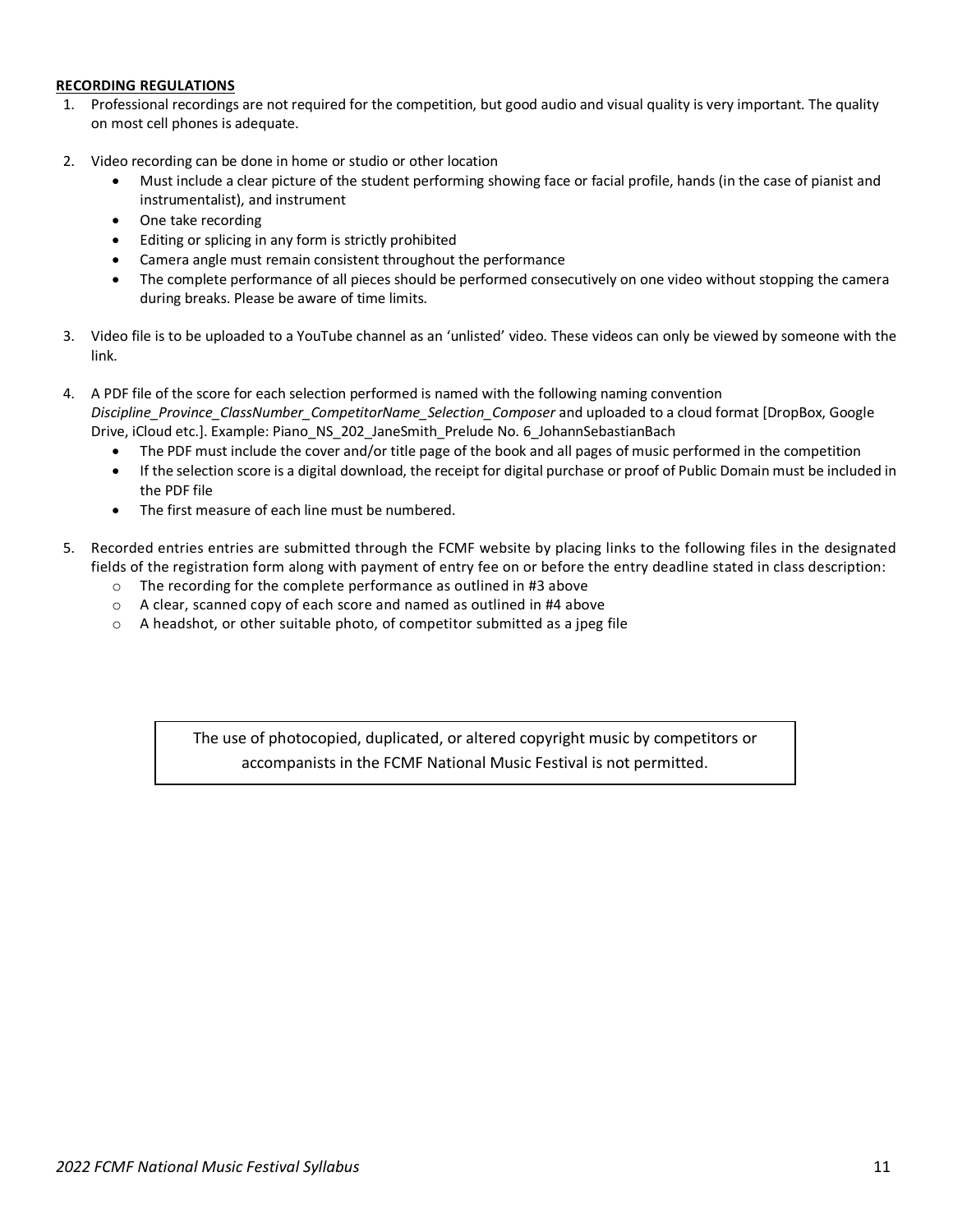**RECORDING REGULATIONS**

1. Professional recordings are not required for the competition, but good audio and visual quality is very important. The quality on most cell phones is adequate.

2. Video recording can be done in home or studio or other location
   - Must include a clear picture of the student performing showing face or facial profile, hands (in the case of pianist and instrumentalist), and instrument
   - One take recording
   - Editing or splicing in any form is strictly prohibited
   - Camera angle must remain consistent throughout the performance
   - The complete performance of all pieces should be performed consecutively on one video without stopping the camera during breaks. Please be aware of time limits.

3. Video file is to be uploaded to a YouTube channel as an 'unlisted' video. These videos can only be viewed by someone with the link.

4. A PDF file of the score for each selection performed is named with the following naming convention *Discipline_Province_ClassNumber_CompetitorName_Selection_Composer* and uploaded to a cloud format [DropBox, Google Drive, iCloud etc.]. Example: Piano_NS_202_JaneSmith_Prelude No. 6_JohannSebastianBach
   - The PDF must include the cover and/or title page of the book and all pages of music performed in the competition
   - If the selection score is a digital download, the receipt for digital purchase or proof of Public Domain must be included in the PDF file
   - The first measure of each line must be numbered.

5. Recorded entries entries are submitted through the FCMF website by placing links to the following files in the designated fields of the registration form along with payment of entry fee on or before the entry deadline stated in class description:
   - The recording for the complete performance as outlined in #3 above
   - A clear, scanned copy of each score and named as outlined in #4 above
   - A headshot, or other suitable photo, of competitor submitted as a jpeg file

The use of photocopied, duplicated, or altered copyright music by competitors or accompanists in the FCMF National Music Festival is not permitted.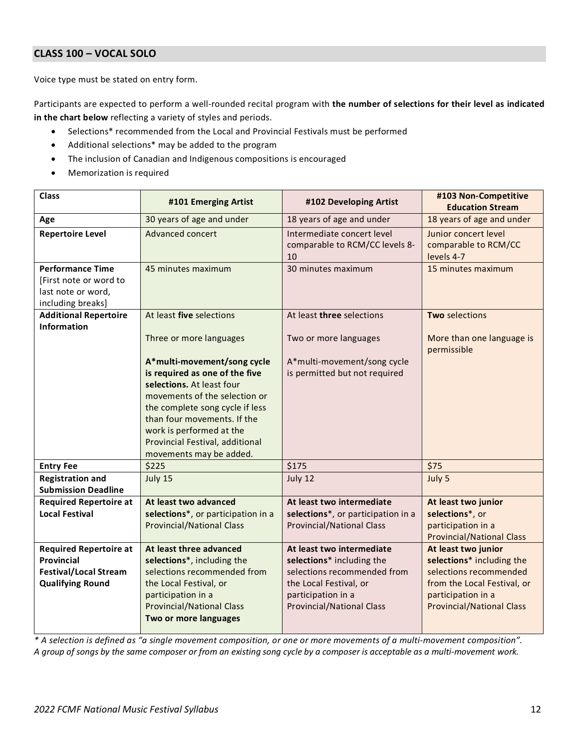## CLASS 100 – VOCAL SOLO

Voice type must be stated on entry form.

Participants are expected to perform a well-rounded recital program with **the number of selections for their level as indicated in the chart below** reflecting a variety of styles and periods.

- Selections* recommended from the Local and Provincial Festivals must be performed
- Additional selections* may be added to the program
- The inclusion of Canadian and Indigenous compositions is encouraged
- Memorization is required

| Class | #101 Emerging Artist | #102 Developing Artist | #103 Non-Competitive Education Stream |
|---|---|---|---|
| **Age** | 30 years of age and under | 18 years of age and under | 18 years of age and under |
| **Repertoire Level** | Advanced concert | Intermediate concert level comparable to RCM/CC levels 8-10 | Junior concert level comparable to RCM/CC levels 4-7 |
| **Performance Time** [First note or word to last note or word, including breaks] | 45 minutes maximum | 30 minutes maximum | 15 minutes maximum |
| **Additional Repertoire Information** | At least **five** selections<br><br>Three or more languages<br><br>**A*multi-movement/song cycle is required as one of the five selections.** At least four movements of the selection or the complete song cycle if less than four movements. If the work is performed at the Provincial Festival, additional movements may be added. | At least **three** selections<br><br>Two or more languages<br><br>A*multi-movement/song cycle is permitted but not required | **Two** selections<br><br>More than one language is permissible |
| **Entry Fee** | $225 | $175 | $75 |
| **Registration and Submission Deadline** | July 15 | July 12 | July 5 |
| **Required Repertoire at Local Festival** | **At least two advanced selections***, or participation in a Provincial/National Class | **At least two intermediate selections***, or participation in a Provincial/National Class | **At least two junior selections***, or participation in a Provincial/National Class |
| **Required Repertoire at Provincial Festival/Local Stream Qualifying Round** | **At least three advanced selections***, including the selections recommended from the Local Festival, or participation in a Provincial/National Class<br>**Two or more languages** | **At least two intermediate selections*** including the selections recommended from the Local Festival, or participation in a Provincial/National Class | **At least two junior selections*** including the selections recommended from the Local Festival, or participation in a Provincial/National Class |

*\* A selection is defined as "a single movement composition, or one or more movements of a multi-movement composition". A group of songs by the same composer or from an existing song cycle by a composer is acceptable as a multi-movement work.*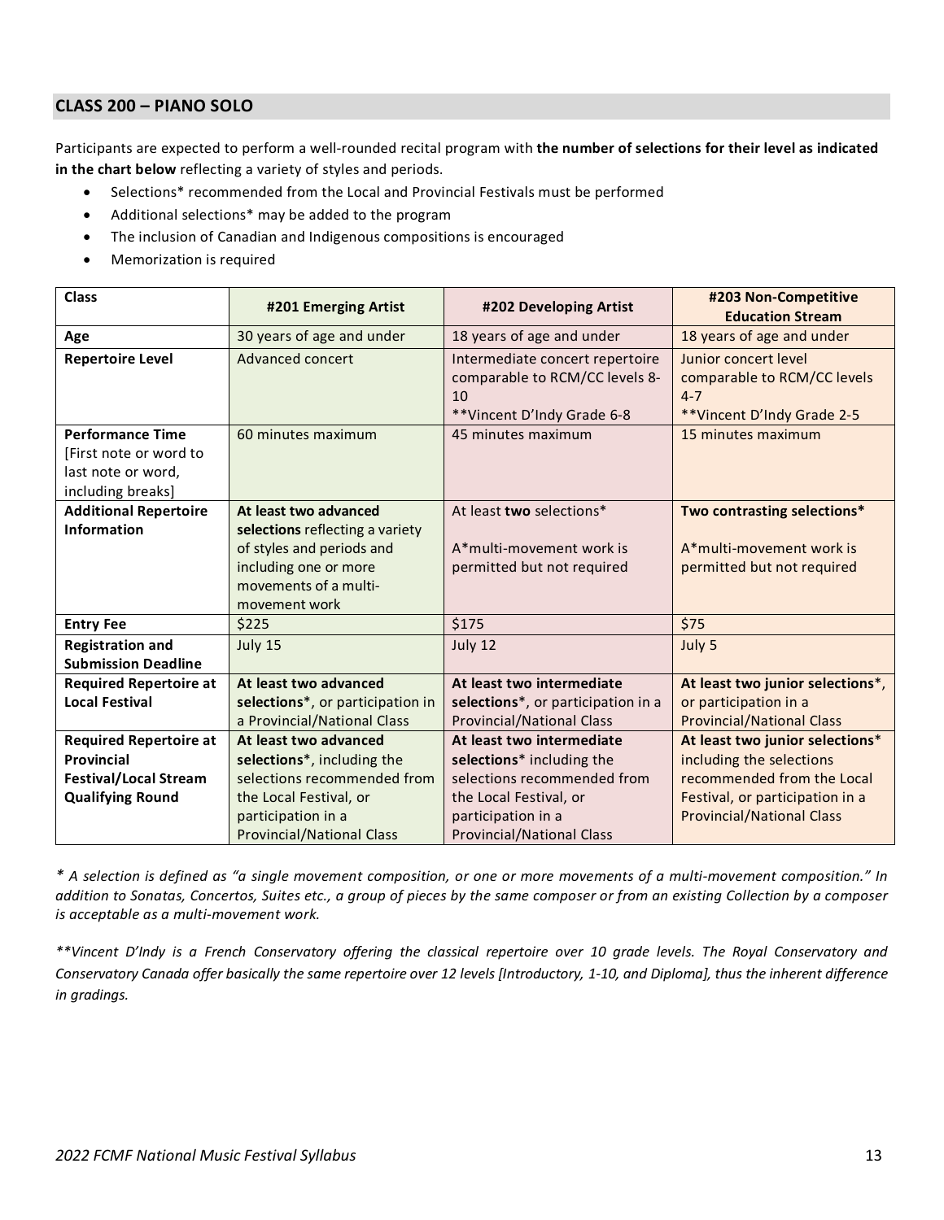## CLASS 200 – PIANO SOLO

Participants are expected to perform a well-rounded recital program with **the number of selections for their level as indicated in the chart below** reflecting a variety of styles and periods.

- Selections* recommended from the Local and Provincial Festivals must be performed
- Additional selections* may be added to the program
- The inclusion of Canadian and Indigenous compositions is encouraged
- Memorization is required

| Class | #201 Emerging Artist | #202 Developing Artist | #203 Non-Competitive Education Stream |
|---|---|---|---|
| **Age** | 30 years of age and under | 18 years of age and under | 18 years of age and under |
| **Repertoire Level** | Advanced concert | Intermediate concert repertoire comparable to RCM/CC levels 8-10<br>**Vincent D'Indy Grade 6-8 | Junior concert level comparable to RCM/CC levels 4-7<br>**Vincent D'Indy Grade 2-5 |
| **Performance Time** [First note or word to last note or word, including breaks] | 60 minutes maximum | 45 minutes maximum | 15 minutes maximum |
| **Additional Repertoire Information** | **At least two advanced selections** reflecting a variety of styles and periods and including one or more movements of a multi-movement work | At least **two** selections*<br><br>A*multi-movement work is permitted but not required | **Two contrasting selections***<br><br>A*multi-movement work is permitted but not required |
| **Entry Fee** | $225 | $175 | $75 |
| **Registration and Submission Deadline** | July 15 | July 12 | July 5 |
| **Required Repertoire at Local Festival** | **At least two advanced selections***, or participation in a Provincial/National Class | **At least two intermediate selections***, or participation in a Provincial/National Class | **At least two junior selections***, or participation in a Provincial/National Class |
| **Required Repertoire at Provincial Festival/Local Stream Qualifying Round** | **At least two advanced selections***, including the selections recommended from the Local Festival, or participation in a Provincial/National Class | **At least two intermediate selections*** including the selections recommended from the Local Festival, or participation in a Provincial/National Class | **At least two junior selections*** including the selections recommended from the Local Festival, or participation in a Provincial/National Class |

*\* A selection is defined as "a single movement composition, or one or more movements of a multi-movement composition." In addition to Sonatas, Concertos, Suites etc., a group of pieces by the same composer or from an existing Collection by a composer is acceptable as a multi-movement work.*

*\*\*Vincent D'Indy is a French Conservatory offering the classical repertoire over 10 grade levels. The Royal Conservatory and Conservatory Canada offer basically the same repertoire over 12 levels [Introductory, 1-10, and Diploma], thus the inherent difference in gradings.*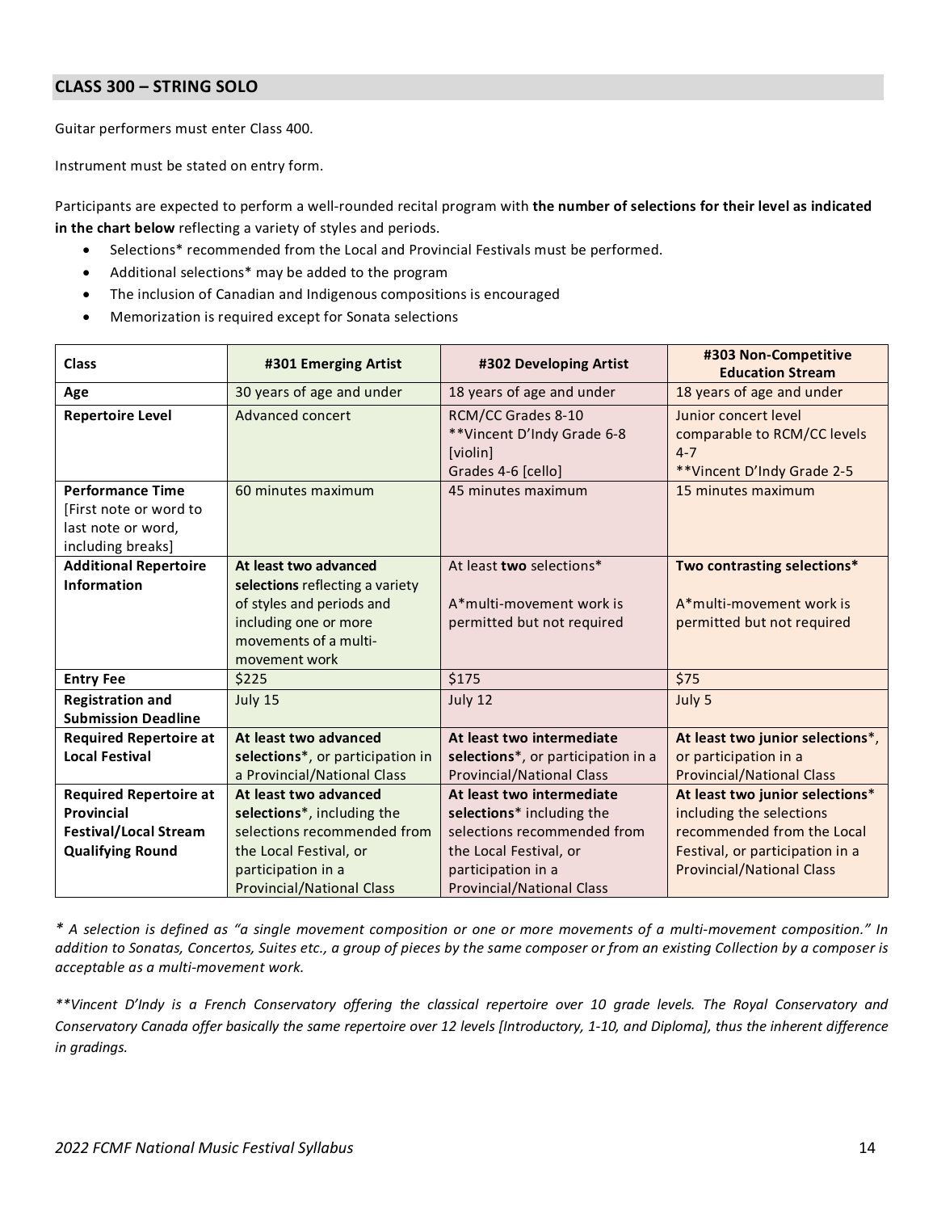## CLASS 300 – STRING SOLO

Guitar performers must enter Class 400.

Instrument must be stated on entry form.

Participants are expected to perform a well-rounded recital program with **the number of selections for their level as indicated in the chart below** reflecting a variety of styles and periods.

- Selections* recommended from the Local and Provincial Festivals must be performed.
- Additional selections* may be added to the program
- The inclusion of Canadian and Indigenous compositions is encouraged
- Memorization is required except for Sonata selections

| Class | #301 Emerging Artist | #302 Developing Artist | #303 Non-Competitive Education Stream |
|---|---|---|---|
| **Age** | 30 years of age and under | 18 years of age and under | 18 years of age and under |
| **Repertoire Level** | Advanced concert | RCM/CC Grades 8-10<br>**Vincent D'Indy Grade 6-8 [violin]<br>Grades 4-6 [cello] | Junior concert level comparable to RCM/CC levels 4-7<br>**Vincent D'Indy Grade 2-5 |
| **Performance Time** [First note or word to last note or word, including breaks] | 60 minutes maximum | 45 minutes maximum | 15 minutes maximum |
| **Additional Repertoire Information** | **At least two advanced selections** reflecting a variety of styles and periods and including one or more movements of a multi-movement work | At least **two** selections*<br><br>A*multi-movement work is permitted but not required | **Two contrasting selections***<br><br>A*multi-movement work is permitted but not required |
| **Entry Fee** | $225 | $175 | $75 |
| **Registration and Submission Deadline** | July 15 | July 12 | July 5 |
| **Required Repertoire at Local Festival** | **At least two advanced selections***, or participation in a Provincial/National Class | **At least two intermediate selections***, or participation in a Provincial/National Class | **At least two junior selections***, or participation in a Provincial/National Class |
| **Required Repertoire at Provincial Festival/Local Stream Qualifying Round** | **At least two advanced selections***, including the selections recommended from the Local Festival, or participation in a Provincial/National Class | **At least two intermediate selections*** including the selections recommended from the Local Festival, or participation in a Provincial/National Class | **At least two junior selections*** including the selections recommended from the Local Festival, or participation in a Provincial/National Class |

*\* A selection is defined as "a single movement composition or one or more movements of a multi-movement composition." In addition to Sonatas, Concertos, Suites etc., a group of pieces by the same composer or from an existing Collection by a composer is acceptable as a multi-movement work.*

*\*\*Vincent D'Indy is a French Conservatory offering the classical repertoire over 10 grade levels. The Royal Conservatory and Conservatory Canada offer basically the same repertoire over 12 levels [Introductory, 1-10, and Diploma], thus the inherent difference in gradings.*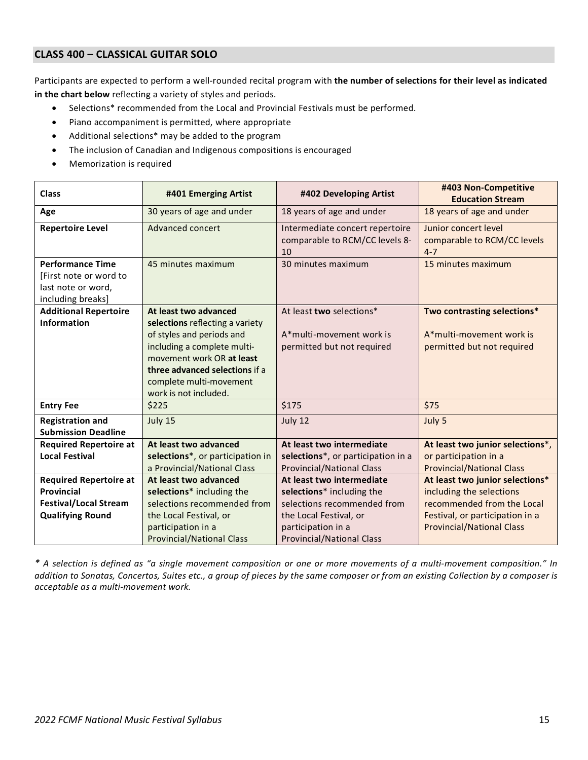## CLASS 400 – CLASSICAL GUITAR SOLO

Participants are expected to perform a well-rounded recital program with **the number of selections for their level as indicated in the chart below** reflecting a variety of styles and periods.

- Selections* recommended from the Local and Provincial Festivals must be performed.
- Piano accompaniment is permitted, where appropriate
- Additional selections* may be added to the program
- The inclusion of Canadian and Indigenous compositions is encouraged
- Memorization is required

| **Class** | **#401 Emerging Artist** | **#402 Developing Artist** | **#403 Non-Competitive Education Stream** |
|---|---|---|---|
| **Age** | 30 years of age and under | 18 years of age and under | 18 years of age and under |
| **Repertoire Level** | Advanced concert | Intermediate concert repertoire comparable to RCM/CC levels 8-10 | Junior concert level comparable to RCM/CC levels 4-7 |
| **Performance Time** [First note or word to last note or word, including breaks] | 45 minutes maximum | 30 minutes maximum | 15 minutes maximum |
| **Additional Repertoire Information** | **At least two advanced selections** reflecting a variety of styles and periods and including a complete multi-movement work OR **at least three advanced selections** if a complete multi-movement work is not included. | At least **two** selections*<br><br>A*multi-movement work is permitted but not required | **Two contrasting selections***<br><br>A*multi-movement work is permitted but not required |
| **Entry Fee** | $225 | $175 | $75 |
| **Registration and Submission Deadline** | July 15 | July 12 | July 5 |
| **Required Repertoire at Local Festival** | **At least two advanced selections***, or participation in a Provincial/National Class | **At least two intermediate selections***, or participation in a Provincial/National Class | **At least two junior selections***, or participation in a Provincial/National Class |
| **Required Repertoire at Provincial Festival/Local Stream Qualifying Round** | **At least two advanced selections*** including the selections recommended from the Local Festival, or participation in a Provincial/National Class | **At least two intermediate selections*** including the selections recommended from the Local Festival, or participation in a Provincial/National Class | **At least two junior selections*** including the selections recommended from the Local Festival, or participation in a Provincial/National Class |

*\* A selection is defined as "a single movement composition or one or more movements of a multi-movement composition." In addition to Sonatas, Concertos, Suites etc., a group of pieces by the same composer or from an existing Collection by a composer is acceptable as a multi-movement work.*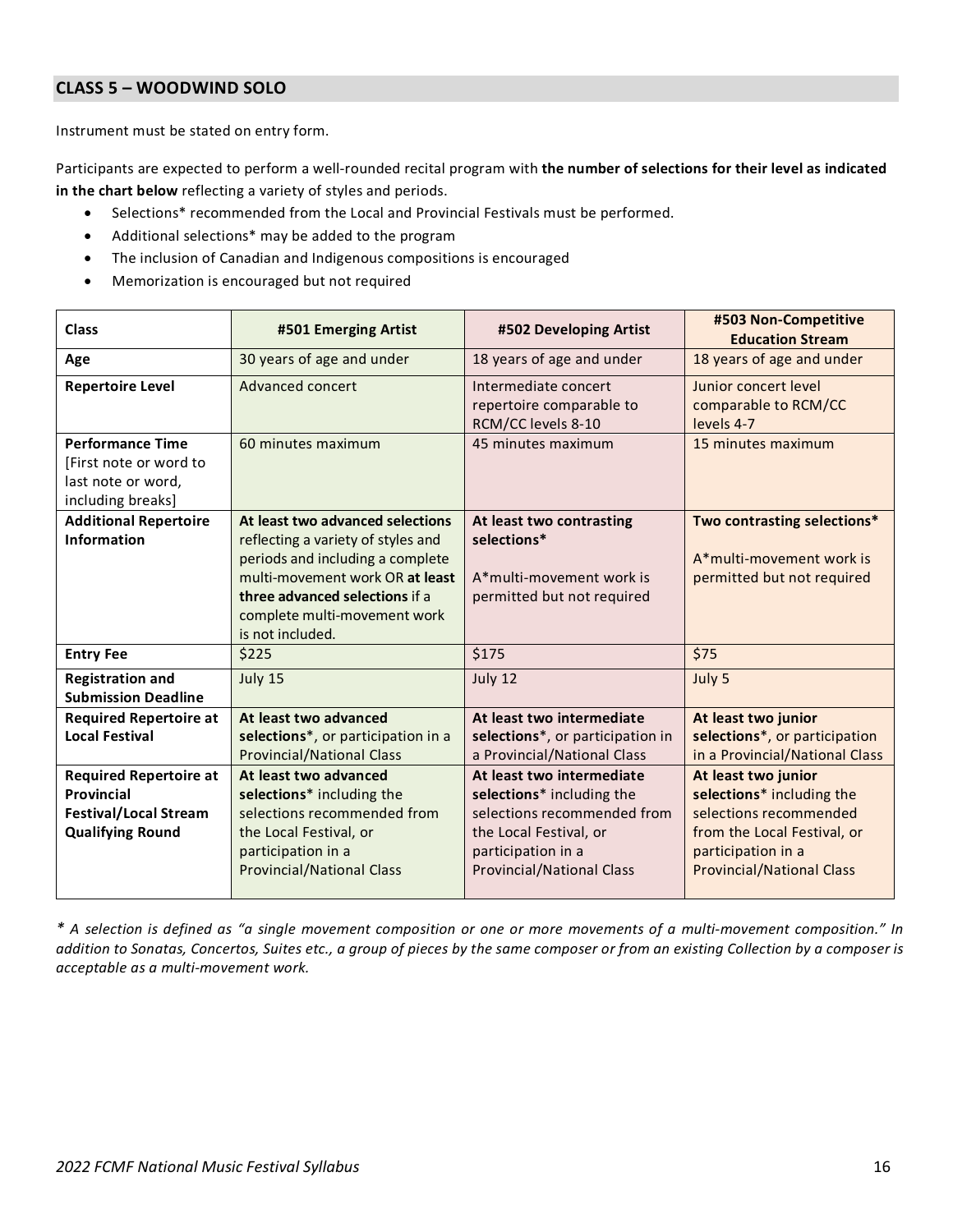## CLASS 5 – WOODWIND SOLO

Instrument must be stated on entry form.

Participants are expected to perform a well-rounded recital program with **the number of selections for their level as indicated in the chart below** reflecting a variety of styles and periods.

- Selections* recommended from the Local and Provincial Festivals must be performed.
- Additional selections* may be added to the program
- The inclusion of Canadian and Indigenous compositions is encouraged
- Memorization is encouraged but not required

| Class | #501 Emerging Artist | #502 Developing Artist | #503 Non-Competitive Education Stream |
|---|---|---|---|
| **Age** | 30 years of age and under | 18 years of age and under | 18 years of age and under |
| **Repertoire Level** | Advanced concert | Intermediate concert repertoire comparable to RCM/CC levels 8-10 | Junior concert level comparable to RCM/CC levels 4-7 |
| **Performance Time** [First note or word to last note or word, including breaks] | 60 minutes maximum | 45 minutes maximum | 15 minutes maximum |
| **Additional Repertoire Information** | **At least two advanced selections** reflecting a variety of styles and periods and including a complete multi-movement work OR **at least three advanced selections** if a complete multi-movement work is not included. | **At least two contrasting selections*** <br><br> A*multi-movement work is permitted but not required | **Two contrasting selections*** <br><br> A*multi-movement work is permitted but not required |
| **Entry Fee** | $225 | $175 | $75 |
| **Registration and Submission Deadline** | July 15 | July 12 | July 5 |
| **Required Repertoire at Local Festival** | **At least two advanced selections***, or participation in a Provincial/National Class | **At least two intermediate selections***, or participation in a Provincial/National Class | **At least two junior selections***, or participation in a Provincial/National Class |
| **Required Repertoire at Provincial Festival/Local Stream Qualifying Round** | **At least two advanced selections*** including the selections recommended from the Local Festival, or participation in a Provincial/National Class | **At least two intermediate selections*** including the selections recommended from the Local Festival, or participation in a Provincial/National Class | **At least two junior selections*** including the selections recommended from the Local Festival, or participation in a Provincial/National Class |

*\* A selection is defined as "a single movement composition or one or more movements of a multi-movement composition." In addition to Sonatas, Concertos, Suites etc., a group of pieces by the same composer or from an existing Collection by a composer is acceptable as a multi-movement work.*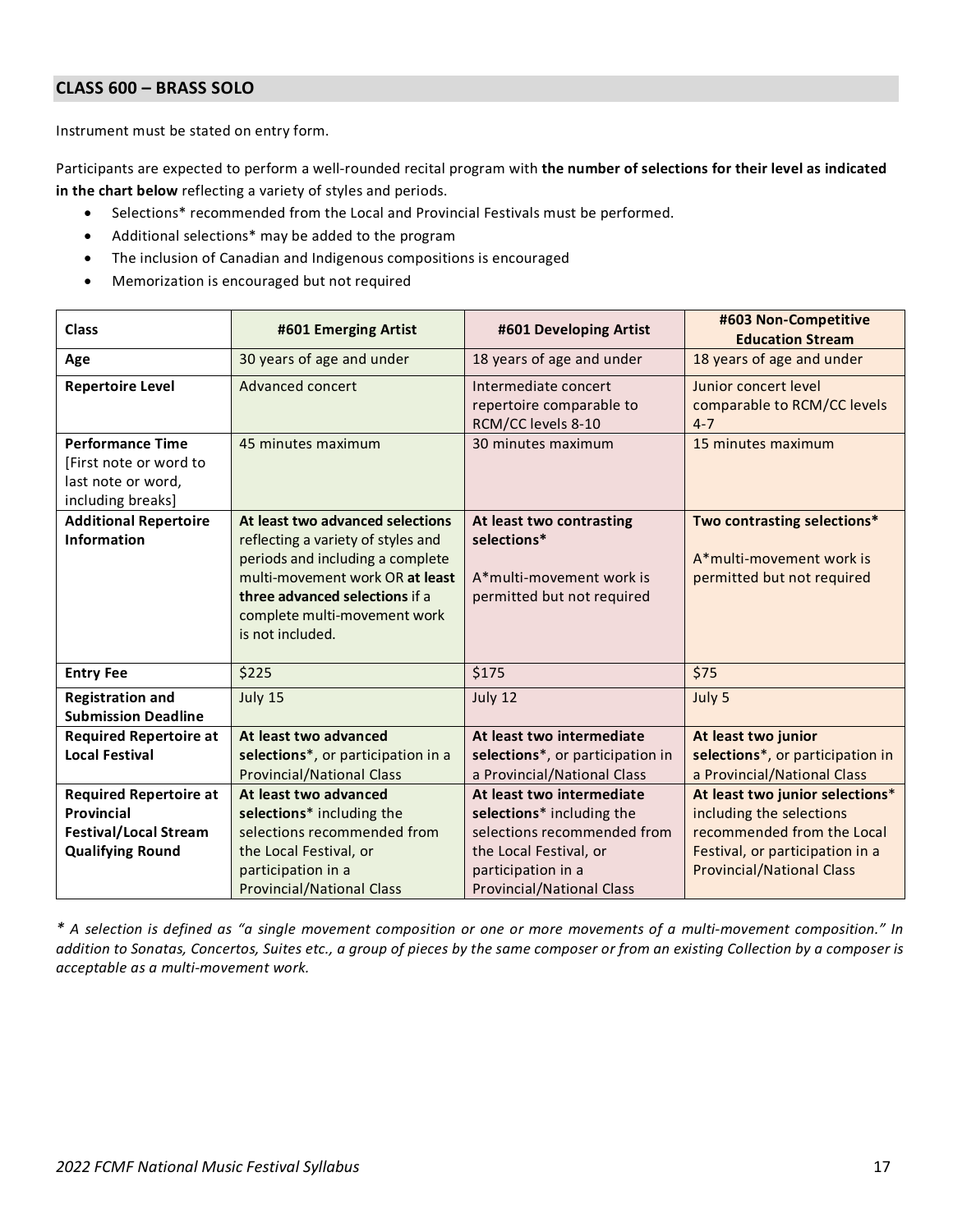## CLASS 600 – BRASS SOLO

Instrument must be stated on entry form.

Participants are expected to perform a well-rounded recital program with **the number of selections for their level as indicated in the chart below** reflecting a variety of styles and periods.

- Selections* recommended from the Local and Provincial Festivals must be performed.
- Additional selections* may be added to the program
- The inclusion of Canadian and Indigenous compositions is encouraged
- Memorization is encouraged but not required

| Class | #601 Emerging Artist | #601 Developing Artist | #603 Non-Competitive Education Stream |
|---|---|---|---|
| **Age** | 30 years of age and under | 18 years of age and under | 18 years of age and under |
| **Repertoire Level** | Advanced concert | Intermediate concert repertoire comparable to RCM/CC levels 8-10 | Junior concert level comparable to RCM/CC levels 4-7 |
| **Performance Time** [First note or word to last note or word, including breaks] | 45 minutes maximum | 30 minutes maximum | 15 minutes maximum |
| **Additional Repertoire Information** | **At least two advanced selections** reflecting a variety of styles and periods and including a complete multi-movement work OR **at least three advanced selections** if a complete multi-movement work is not included. | **At least two contrasting selections***<br><br>A*multi-movement work is permitted but not required | **Two contrasting selections***<br><br>A*multi-movement work is permitted but not required |
| **Entry Fee** | $225 | $175 | $75 |
| **Registration and Submission Deadline** | July 15 | July 12 | July 5 |
| **Required Repertoire at Local Festival** | **At least two advanced selections***, or participation in a Provincial/National Class | **At least two intermediate selections***, or participation in a Provincial/National Class | **At least two junior selections***, or participation in a Provincial/National Class |
| **Required Repertoire at Provincial Festival/Local Stream Qualifying Round** | **At least two advanced selections*** including the selections recommended from the Local Festival, or participation in a Provincial/National Class | **At least two intermediate selections*** including the selections recommended from the Local Festival, or participation in a Provincial/National Class | **At least two junior selections*** including the selections recommended from the Local Festival, or participation in a Provincial/National Class |

*\* A selection is defined as "a single movement composition or one or more movements of a multi-movement composition." In addition to Sonatas, Concertos, Suites etc., a group of pieces by the same composer or from an existing Collection by a composer is acceptable as a multi-movement work.*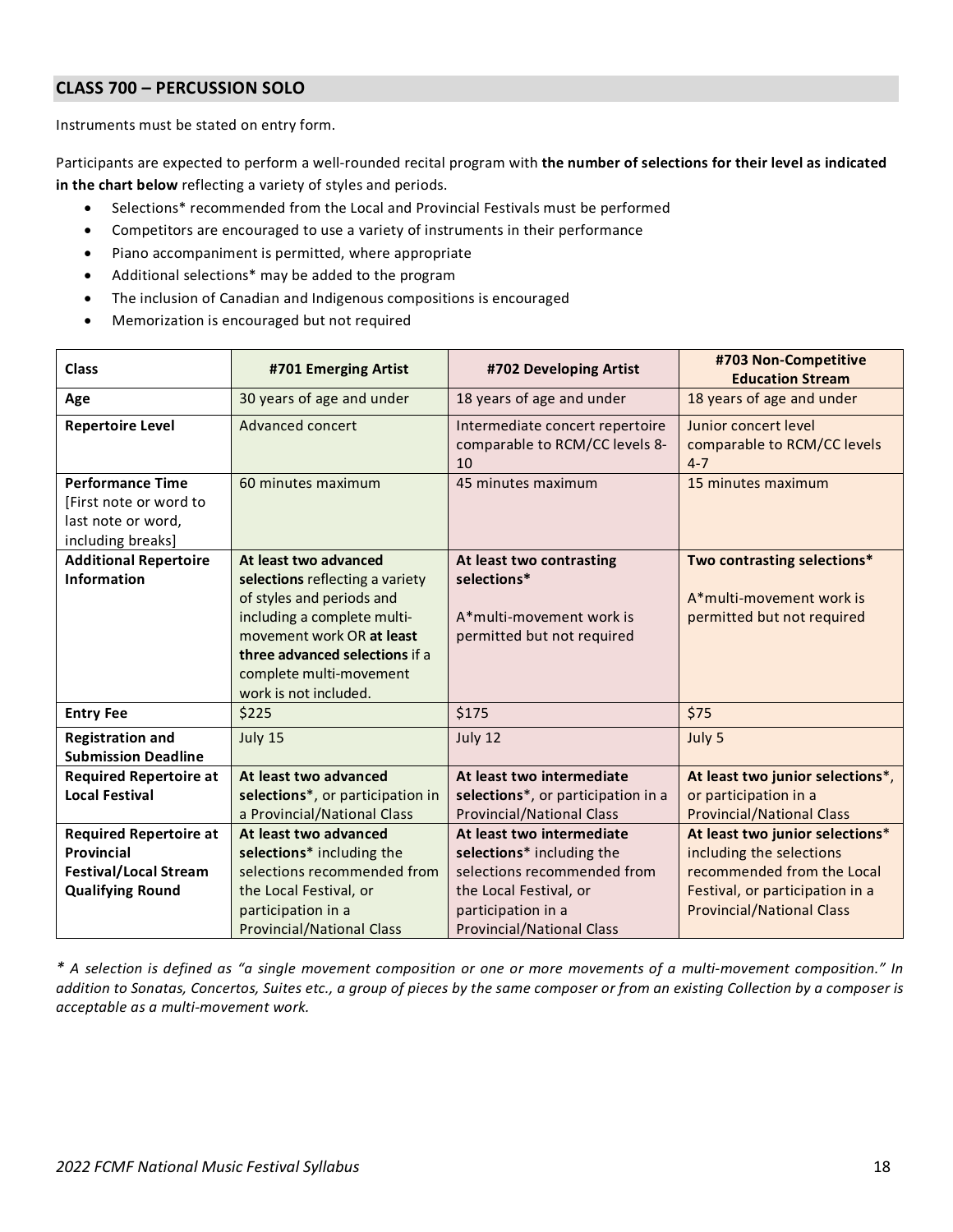## CLASS 700 – PERCUSSION SOLO

Instruments must be stated on entry form.

Participants are expected to perform a well-rounded recital program with **the number of selections for their level as indicated in the chart below** reflecting a variety of styles and periods.

- Selections* recommended from the Local and Provincial Festivals must be performed
- Competitors are encouraged to use a variety of instruments in their performance
- Piano accompaniment is permitted, where appropriate
- Additional selections* may be added to the program
- The inclusion of Canadian and Indigenous compositions is encouraged
- Memorization is encouraged but not required

| Class | #701 Emerging Artist | #702 Developing Artist | #703 Non-Competitive Education Stream |
|---|---|---|---|
| **Age** | 30 years of age and under | 18 years of age and under | 18 years of age and under |
| **Repertoire Level** | Advanced concert | Intermediate concert repertoire comparable to RCM/CC levels 8-10 | Junior concert level comparable to RCM/CC levels 4-7 |
| **Performance Time** [First note or word to last note or word, including breaks] | 60 minutes maximum | 45 minutes maximum | 15 minutes maximum |
| **Additional Repertoire Information** | **At least two advanced selections** reflecting a variety of styles and periods and including a complete multi-movement work OR **at least three advanced selections** if a complete multi-movement work is not included. | **At least two contrasting selections*** <br><br> A*multi-movement work is permitted but not required | **Two contrasting selections*** <br><br> A*multi-movement work is permitted but not required |
| **Entry Fee** | $225 | $175 | $75 |
| **Registration and Submission Deadline** | July 15 | July 12 | July 5 |
| **Required Repertoire at Local Festival** | **At least two advanced selections***, or participation in a Provincial/National Class | **At least two intermediate selections***, or participation in a Provincial/National Class | **At least two junior selections***, or participation in a Provincial/National Class |
| **Required Repertoire at Provincial Festival/Local Stream Qualifying Round** | **At least two advanced selections*** including the selections recommended from the Local Festival, or participation in a Provincial/National Class | **At least two intermediate selections*** including the selections recommended from the Local Festival, or participation in a Provincial/National Class | **At least two junior selections*** including the selections recommended from the Local Festival, or participation in a Provincial/National Class |

*\* A selection is defined as "a single movement composition or one or more movements of a multi-movement composition." In addition to Sonatas, Concertos, Suites etc., a group of pieces by the same composer or from an existing Collection by a composer is acceptable as a multi-movement work.*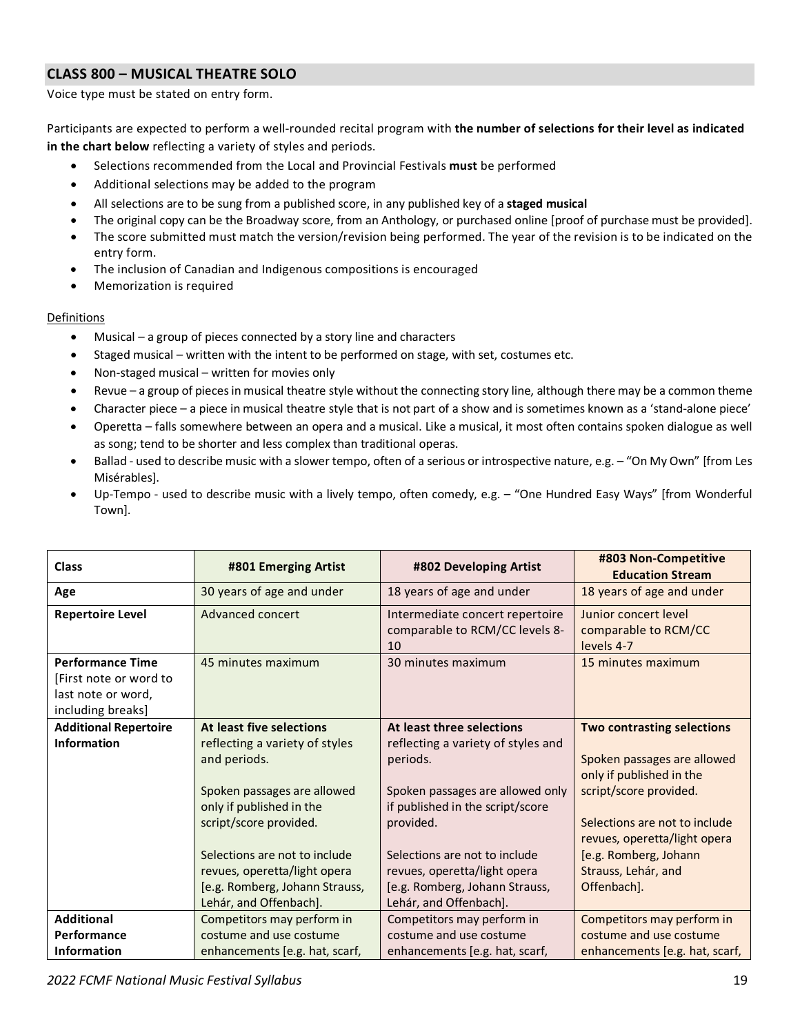## CLASS 800 – MUSICAL THEATRE SOLO

Voice type must be stated on entry form.

Participants are expected to perform a well-rounded recital program with **the number of selections for their level as indicated in the chart below** reflecting a variety of styles and periods.

- Selections recommended from the Local and Provincial Festivals **must** be performed
- Additional selections may be added to the program
- All selections are to be sung from a published score, in any published key of a **staged musical**
- The original copy can be the Broadway score, from an Anthology, or purchased online [proof of purchase must be provided].
- The score submitted must match the version/revision being performed. The year of the revision is to be indicated on the entry form.
- The inclusion of Canadian and Indigenous compositions is encouraged
- Memorization is required

<u>Definitions</u>

- Musical – a group of pieces connected by a story line and characters
- Staged musical – written with the intent to be performed on stage, with set, costumes etc.
- Non-staged musical – written for movies only
- Revue – a group of pieces in musical theatre style without the connecting story line, although there may be a common theme
- Character piece – a piece in musical theatre style that is not part of a show and is sometimes known as a 'stand-alone piece'
- Operetta – falls somewhere between an opera and a musical. Like a musical, it most often contains spoken dialogue as well as song; tend to be shorter and less complex than traditional operas.
- Ballad - used to describe music with a slower tempo, often of a serious or introspective nature, e.g. – "On My Own" [from Les Misérables].
- Up-Tempo - used to describe music with a lively tempo, often comedy, e.g. – "One Hundred Easy Ways" [from Wonderful Town].

| Class | #801 Emerging Artist | #802 Developing Artist | #803 Non-Competitive Education Stream |
|---|---|---|---|
| **Age** | 30 years of age and under | 18 years of age and under | 18 years of age and under |
| **Repertoire Level** | Advanced concert | Intermediate concert repertoire comparable to RCM/CC levels 8-10 | Junior concert level comparable to RCM/CC levels 4-7 |
| **Performance Time** [First note or word to last note or word, including breaks] | 45 minutes maximum | 30 minutes maximum | 15 minutes maximum |
| **Additional Repertoire Information** | **At least five selections** reflecting a variety of styles and periods.<br><br>Spoken passages are allowed only if published in the script/score provided.<br><br>Selections are not to include revues, operetta/light opera [e.g. Romberg, Johann Strauss, Lehár, and Offenbach]. | **At least three selections** reflecting a variety of styles and periods.<br><br>Spoken passages are allowed only if published in the script/score provided.<br><br>Selections are not to include revues, operetta/light opera [e.g. Romberg, Johann Strauss, Lehár, and Offenbach]. | **Two contrasting selections**<br><br>Spoken passages are allowed only if published in the script/score provided.<br><br>Selections are not to include revues, operetta/light opera [e.g. Romberg, Johann Strauss, Lehár, and Offenbach]. |
| **Additional Performance Information** | Competitors may perform in costume and use costume enhancements [e.g. hat, scarf, | Competitors may perform in costume and use costume enhancements [e.g. hat, scarf, | Competitors may perform in costume and use costume enhancements [e.g. hat, scarf, |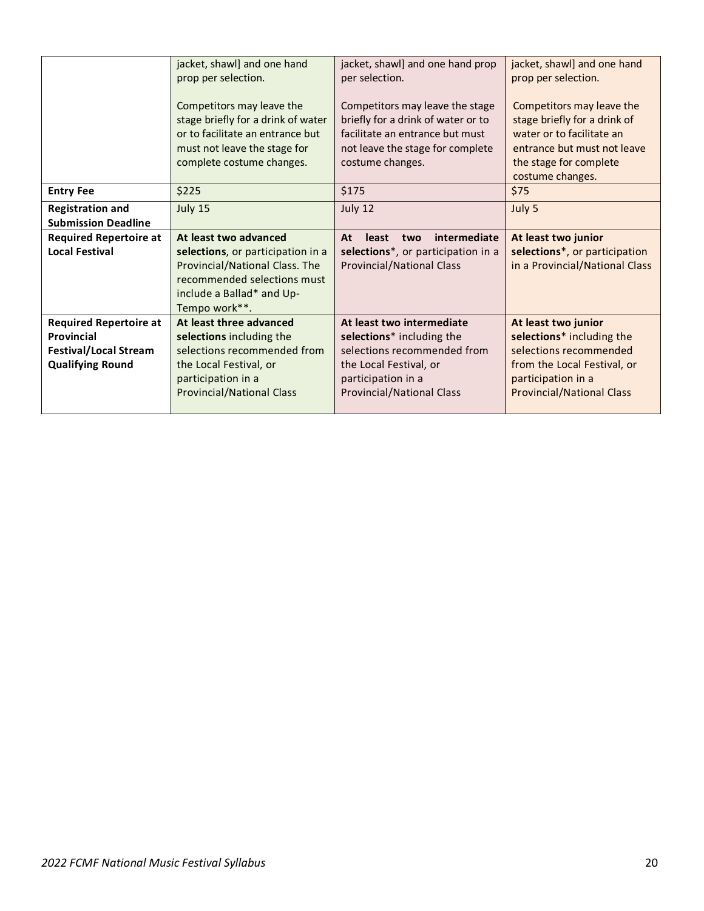| | | | |
|---|---|---|---|
| | jacket, shawl] and one hand prop per selection.<br><br>Competitors may leave the stage briefly for a drink of water or to facilitate an entrance but must not leave the stage for complete costume changes. | jacket, shawl] and one hand prop per selection.<br><br>Competitors may leave the stage briefly for a drink of water or to facilitate an entrance but must not leave the stage for complete costume changes. | jacket, shawl] and one hand prop per selection.<br><br>Competitors may leave the stage briefly for a drink of water or to facilitate an entrance but must not leave the stage for complete costume changes. |
| **Entry Fee** | $225 | $175 | $75 |
| **Registration and Submission Deadline** | July 15 | July 12 | July 5 |
| **Required Repertoire at Local Festival** | **At least two advanced selections**, or participation in a Provincial/National Class. The recommended selections must include a Ballad* and Up-Tempo work**. | **At least two intermediate selections***, or participation in a Provincial/National Class | **At least two junior selections***, or participation in a Provincial/National Class |
| **Required Repertoire at Provincial Festival/Local Stream Qualifying Round** | **At least three advanced selections** including the selections recommended from the Local Festival, or participation in a Provincial/National Class | **At least two intermediate selections*** including the selections recommended from the Local Festival, or participation in a Provincial/National Class | **At least two junior selections*** including the selections recommended from the Local Festival, or participation in a Provincial/National Class |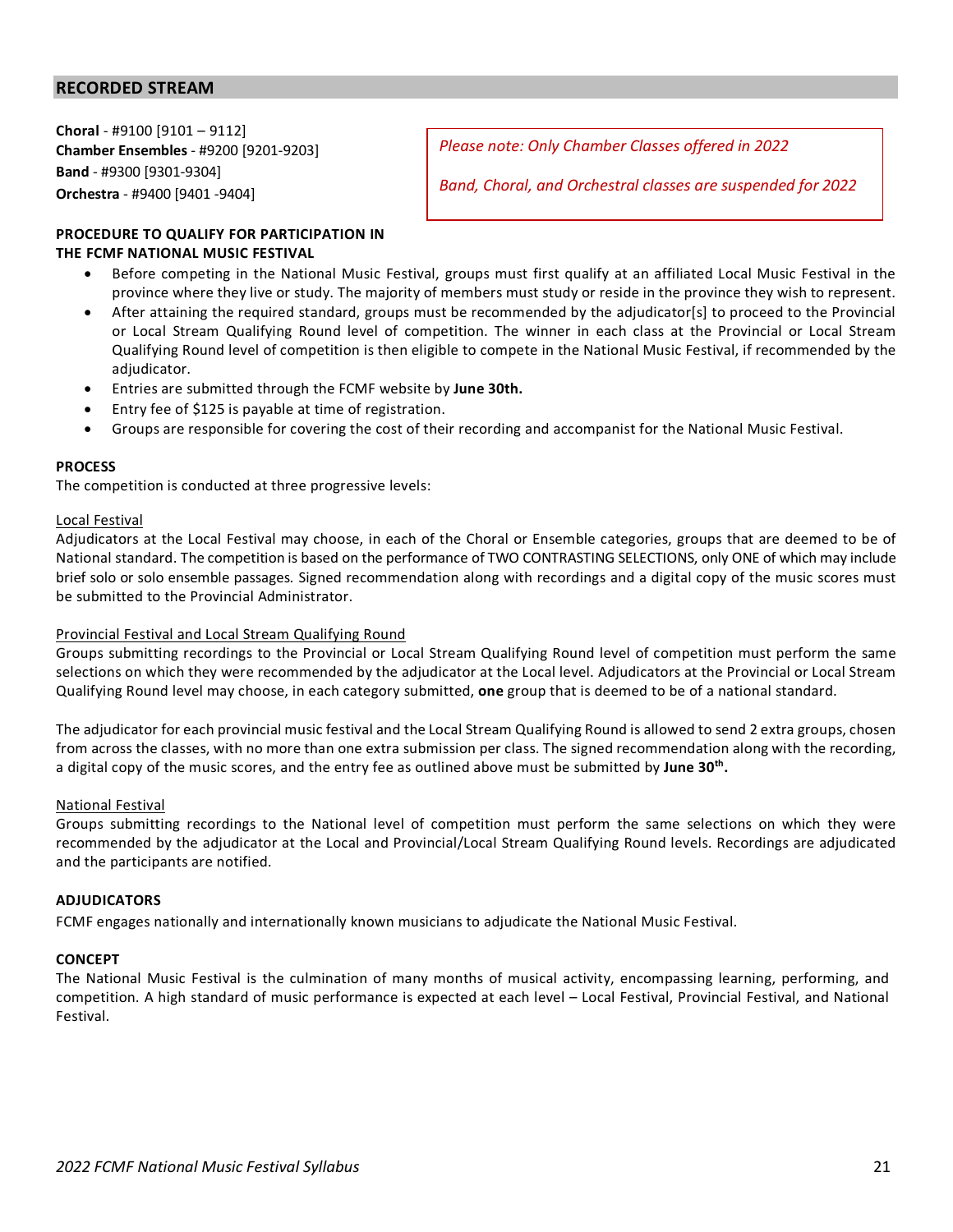## RECORDED STREAM

**Choral** - #9100 [9101 – 9112]
**Chamber Ensembles** - #9200 [9201-9203]
**Band** - #9300 [9301-9304]
**Orchestra** - #9400 [9401 -9404]

*Please note: Only Chamber Classes offered in 2022*

*Band, Choral, and Orchestral classes are suspended for 2022*

**PROCEDURE TO QUALIFY FOR PARTICIPATION IN THE FCMF NATIONAL MUSIC FESTIVAL**

- Before competing in the National Music Festival, groups must first qualify at an affiliated Local Music Festival in the province where they live or study. The majority of members must study or reside in the province they wish to represent.
- After attaining the required standard, groups must be recommended by the adjudicator[s] to proceed to the Provincial or Local Stream Qualifying Round level of competition. The winner in each class at the Provincial or Local Stream Qualifying Round level of competition is then eligible to compete in the National Music Festival, if recommended by the adjudicator.
- Entries are submitted through the FCMF website by **June 30th.**
- Entry fee of $125 is payable at time of registration.
- Groups are responsible for covering the cost of their recording and accompanist for the National Music Festival.

**PROCESS**

The competition is conducted at three progressive levels:

Local Festival

Adjudicators at the Local Festival may choose, in each of the Choral or Ensemble categories, groups that are deemed to be of National standard. The competition is based on the performance of TWO CONTRASTING SELECTIONS, only ONE of which may include brief solo or solo ensemble passages. Signed recommendation along with recordings and a digital copy of the music scores must be submitted to the Provincial Administrator.

Provincial Festival and Local Stream Qualifying Round

Groups submitting recordings to the Provincial or Local Stream Qualifying Round level of competition must perform the same selections on which they were recommended by the adjudicator at the Local level. Adjudicators at the Provincial or Local Stream Qualifying Round level may choose, in each category submitted, **one** group that is deemed to be of a national standard.

The adjudicator for each provincial music festival and the Local Stream Qualifying Round is allowed to send 2 extra groups, chosen from across the classes, with no more than one extra submission per class. The signed recommendation along with the recording, a digital copy of the music scores, and the entry fee as outlined above must be submitted by **June 30th.**

National Festival

Groups submitting recordings to the National level of competition must perform the same selections on which they were recommended by the adjudicator at the Local and Provincial/Local Stream Qualifying Round levels. Recordings are adjudicated and the participants are notified.

**ADJUDICATORS**

FCMF engages nationally and internationally known musicians to adjudicate the National Music Festival.

**CONCEPT**

The National Music Festival is the culmination of many months of musical activity, encompassing learning, performing, and competition. A high standard of music performance is expected at each level – Local Festival, Provincial Festival, and National Festival.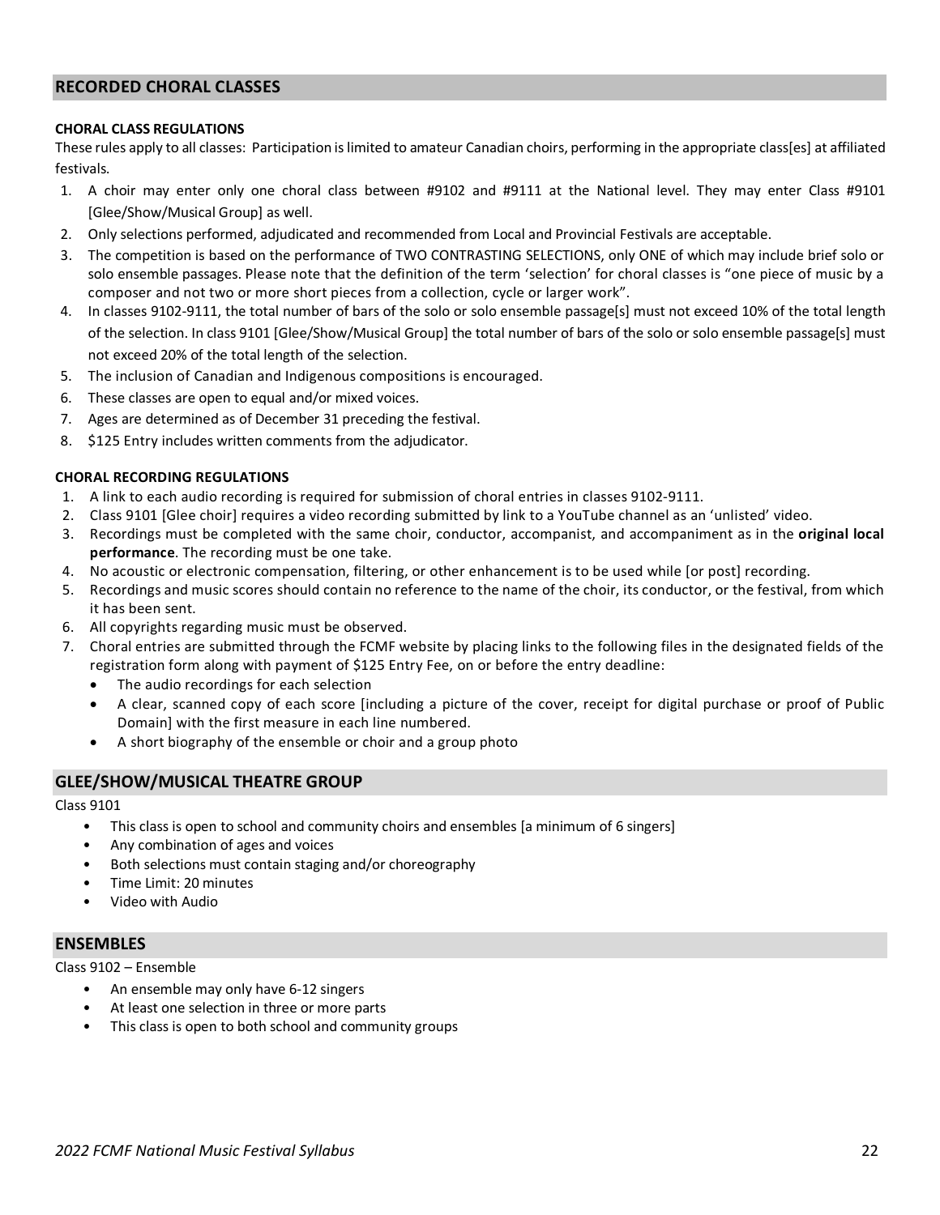## RECORDED CHORAL CLASSES

**CHORAL CLASS REGULATIONS**

These rules apply to all classes: Participation is limited to amateur Canadian choirs, performing in the appropriate class[es] at affiliated festivals.

1. A choir may enter only one choral class between #9102 and #9111 at the National level. They may enter Class #9101 [Glee/Show/Musical Group] as well.
2. Only selections performed, adjudicated and recommended from Local and Provincial Festivals are acceptable.
3. The competition is based on the performance of TWO CONTRASTING SELECTIONS, only ONE of which may include brief solo or solo ensemble passages. Please note that the definition of the term 'selection' for choral classes is "one piece of music by a composer and not two or more short pieces from a collection, cycle or larger work".
4. In classes 9102-9111, the total number of bars of the solo or solo ensemble passage[s] must not exceed 10% of the total length of the selection. In class 9101 [Glee/Show/Musical Group] the total number of bars of the solo or solo ensemble passage[s] must not exceed 20% of the total length of the selection.
5. The inclusion of Canadian and Indigenous compositions is encouraged.
6. These classes are open to equal and/or mixed voices.
7. Ages are determined as of December 31 preceding the festival.
8. $125 Entry includes written comments from the adjudicator.

**CHORAL RECORDING REGULATIONS**

1. A link to each audio recording is required for submission of choral entries in classes 9102-9111.
2. Class 9101 [Glee choir] requires a video recording submitted by link to a YouTube channel as an 'unlisted' video.
3. Recordings must be completed with the same choir, conductor, accompanist, and accompaniment as in the **original local performance**. The recording must be one take.
4. No acoustic or electronic compensation, filtering, or other enhancement is to be used while [or post] recording.
5. Recordings and music scores should contain no reference to the name of the choir, its conductor, or the festival, from which it has been sent.
6. All copyrights regarding music must be observed.
7. Choral entries are submitted through the FCMF website by placing links to the following files in the designated fields of the registration form along with payment of $125 Entry Fee, on or before the entry deadline:
   - The audio recordings for each selection
   - A clear, scanned copy of each score [including a picture of the cover, receipt for digital purchase or proof of Public Domain] with the first measure in each line numbered.
   - A short biography of the ensemble or choir and a group photo

## GLEE/SHOW/MUSICAL THEATRE GROUP

Class 9101

- This class is open to school and community choirs and ensembles [a minimum of 6 singers]
- Any combination of ages and voices
- Both selections must contain staging and/or choreography
- Time Limit: 20 minutes
- Video with Audio

## ENSEMBLES

Class 9102 – Ensemble

- An ensemble may only have 6-12 singers
- At least one selection in three or more parts
- This class is open to both school and community groups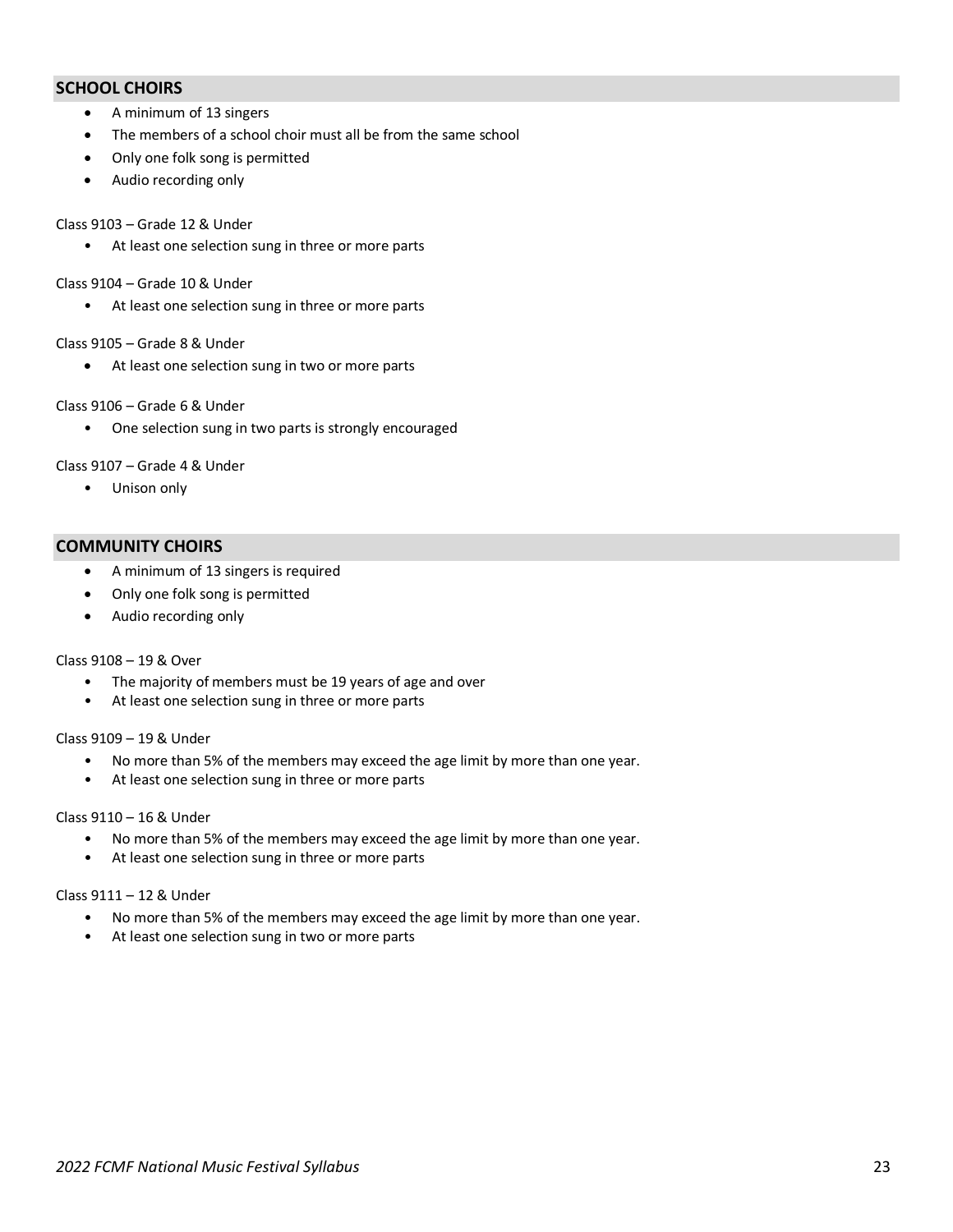## SCHOOL CHOIRS

- A minimum of 13 singers
- The members of a school choir must all be from the same school
- Only one folk song is permitted
- Audio recording only

Class 9103 – Grade 12 & Under

- At least one selection sung in three or more parts

Class 9104 – Grade 10 & Under

- At least one selection sung in three or more parts

Class 9105 – Grade 8 & Under

- At least one selection sung in two or more parts

Class 9106 – Grade 6 & Under

- One selection sung in two parts is strongly encouraged

Class 9107 – Grade 4 & Under

- Unison only

## COMMUNITY CHOIRS

- A minimum of 13 singers is required
- Only one folk song is permitted
- Audio recording only

Class 9108 – 19 & Over

- The majority of members must be 19 years of age and over
- At least one selection sung in three or more parts

Class 9109 – 19 & Under

- No more than 5% of the members may exceed the age limit by more than one year.
- At least one selection sung in three or more parts

Class 9110 – 16 & Under

- No more than 5% of the members may exceed the age limit by more than one year.
- At least one selection sung in three or more parts

Class 9111 – 12 & Under

- No more than 5% of the members may exceed the age limit by more than one year.
- At least one selection sung in two or more parts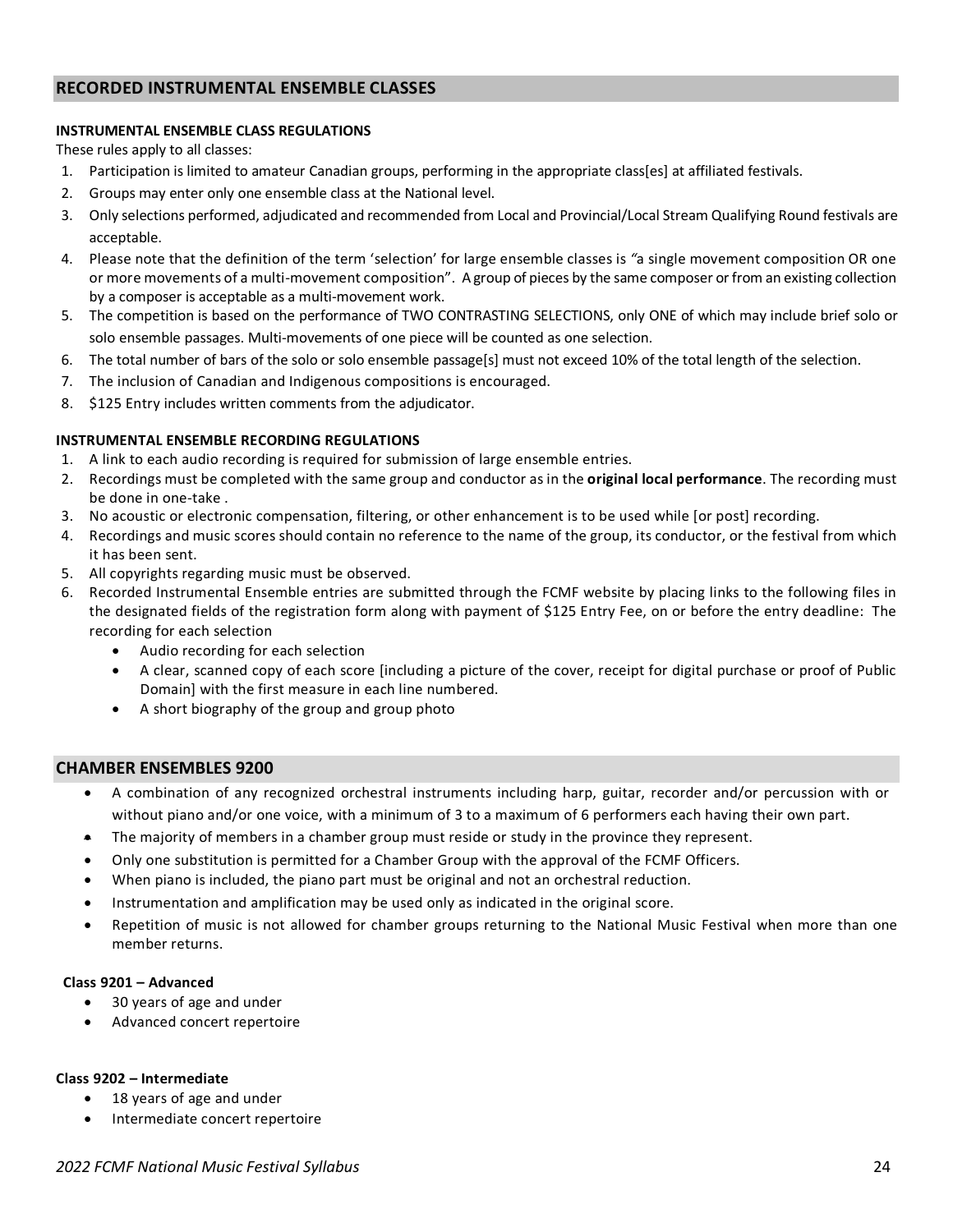## RECORDED INSTRUMENTAL ENSEMBLE CLASSES

**INSTRUMENTAL ENSEMBLE CLASS REGULATIONS**

These rules apply to all classes:

1. Participation is limited to amateur Canadian groups, performing in the appropriate class[es] at affiliated festivals.
2. Groups may enter only one ensemble class at the National level.
3. Only selections performed, adjudicated and recommended from Local and Provincial/Local Stream Qualifying Round festivals are acceptable.
4. Please note that the definition of the term 'selection' for large ensemble classes is *"*a single movement composition OR one or more movements of a multi-movement composition". A group of pieces by the same composer or from an existing collection by a composer is acceptable as a multi-movement work.
5. The competition is based on the performance of TWO CONTRASTING SELECTIONS, only ONE of which may include brief solo or solo ensemble passages. Multi-movements of one piece will be counted as one selection.
6. The total number of bars of the solo or solo ensemble passage[s] must not exceed 10% of the total length of the selection.
7. The inclusion of Canadian and Indigenous compositions is encouraged.
8. $125 Entry includes written comments from the adjudicator.

**INSTRUMENTAL ENSEMBLE RECORDING REGULATIONS**

1. A link to each audio recording is required for submission of large ensemble entries.
2. Recordings must be completed with the same group and conductor as in the **original local performance**. The recording must be done in one-take .
3. No acoustic or electronic compensation, filtering, or other enhancement is to be used while [or post] recording.
4. Recordings and music scores should contain no reference to the name of the group, its conductor, or the festival from which it has been sent.
5. All copyrights regarding music must be observed.
6. Recorded Instrumental Ensemble entries are submitted through the FCMF website by placing links to the following files in the designated fields of the registration form along with payment of $125 Entry Fee, on or before the entry deadline: The recording for each selection
   - Audio recording for each selection
   - A clear, scanned copy of each score [including a picture of the cover, receipt for digital purchase or proof of Public Domain] with the first measure in each line numbered.
   - A short biography of the group and group photo

## CHAMBER ENSEMBLES 9200

- A combination of any recognized orchestral instruments including harp, guitar, recorder and/or percussion with or without piano and/or one voice, with a minimum of 3 to a maximum of 6 performers each having their own part.
- The majority of members in a chamber group must reside or study in the province they represent.
- Only one substitution is permitted for a Chamber Group with the approval of the FCMF Officers.
- When piano is included, the piano part must be original and not an orchestral reduction.
- Instrumentation and amplification may be used only as indicated in the original score.
- Repetition of music is not allowed for chamber groups returning to the National Music Festival when more than one member returns.

**Class 9201 – Advanced**

- 30 years of age and under
- Advanced concert repertoire

**Class 9202 – Intermediate**

- 18 years of age and under
- Intermediate concert repertoire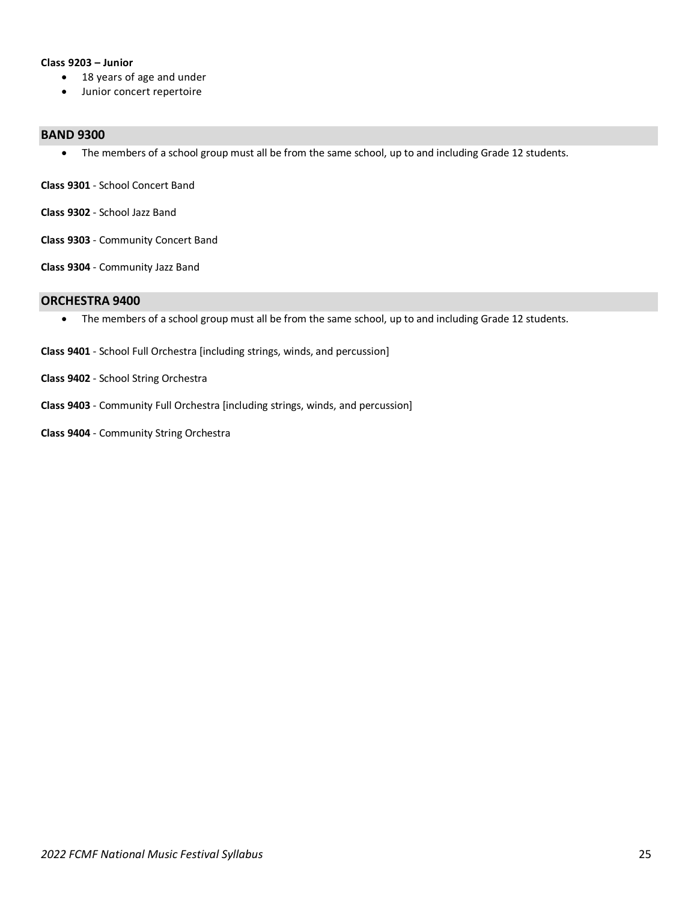**Class 9203 – Junior**

- 18 years of age and under
- Junior concert repertoire

## BAND 9300

- The members of a school group must all be from the same school, up to and including Grade 12 students.

**Class 9301** - School Concert Band

**Class 9302** - School Jazz Band

**Class 9303** - Community Concert Band

**Class 9304** - Community Jazz Band

## ORCHESTRA 9400

- The members of a school group must all be from the same school, up to and including Grade 12 students.

**Class 9401** - School Full Orchestra [including strings, winds, and percussion]

**Class 9402** - School String Orchestra

**Class 9403** - Community Full Orchestra [including strings, winds, and percussion]

**Class 9404** - Community String Orchestra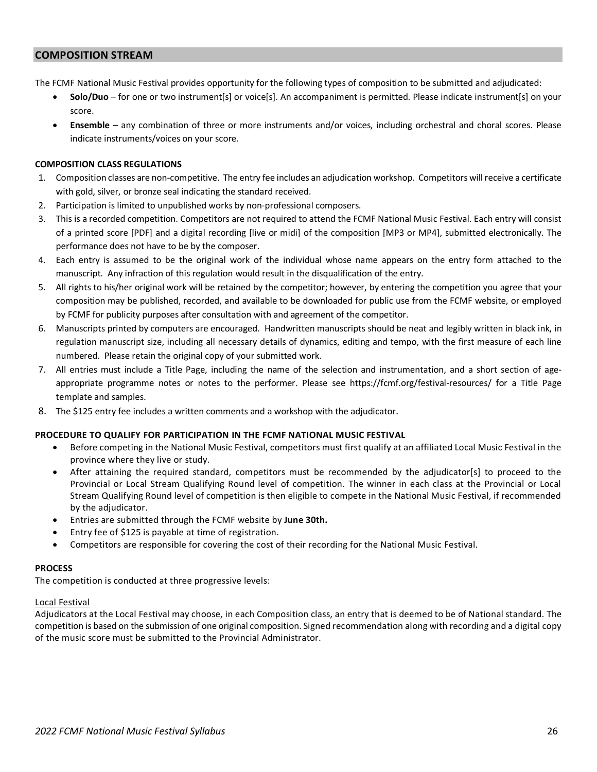## COMPOSITION STREAM

The FCMF National Music Festival provides opportunity for the following types of composition to be submitted and adjudicated:

- **Solo/Duo** – for one or two instrument[s] or voice[s]. An accompaniment is permitted. Please indicate instrument[s] on your score.
- **Ensemble** – any combination of three or more instruments and/or voices, including orchestral and choral scores. Please indicate instruments/voices on your score.

### COMPOSITION CLASS REGULATIONS

1. Composition classes are non-competitive. The entry fee includes an adjudication workshop. Competitors will receive a certificate with gold, silver, or bronze seal indicating the standard received.
2. Participation is limited to unpublished works by non-professional composers.
3. This is a recorded competition. Competitors are not required to attend the FCMF National Music Festival. Each entry will consist of a printed score [PDF] and a digital recording [live or midi] of the composition [MP3 or MP4], submitted electronically. The performance does not have to be by the composer.
4. Each entry is assumed to be the original work of the individual whose name appears on the entry form attached to the manuscript. Any infraction of this regulation would result in the disqualification of the entry.
5. All rights to his/her original work will be retained by the competitor; however, by entering the competition you agree that your composition may be published, recorded, and available to be downloaded for public use from the FCMF website, or employed by FCMF for publicity purposes after consultation with and agreement of the competitor.
6. Manuscripts printed by computers are encouraged. Handwritten manuscripts should be neat and legibly written in black ink, in regulation manuscript size, including all necessary details of dynamics, editing and tempo, with the first measure of each line numbered. Please retain the original copy of your submitted work.
7. All entries must include a Title Page, including the name of the selection and instrumentation, and a short section of age-appropriate programme notes or notes to the performer. Please see https://fcmf.org/festival-resources/ for a Title Page template and samples.
8. The $125 entry fee includes a written comments and a workshop with the adjudicator.

### PROCEDURE TO QUALIFY FOR PARTICIPATION IN THE FCMF NATIONAL MUSIC FESTIVAL

- Before competing in the National Music Festival, competitors must first qualify at an affiliated Local Music Festival in the province where they live or study.
- After attaining the required standard, competitors must be recommended by the adjudicator[s] to proceed to the Provincial or Local Stream Qualifying Round level of competition. The winner in each class at the Provincial or Local Stream Qualifying Round level of competition is then eligible to compete in the National Music Festival, if recommended by the adjudicator.
- Entries are submitted through the FCMF website by **June 30th.**
- Entry fee of $125 is payable at time of registration.
- Competitors are responsible for covering the cost of their recording for the National Music Festival.

### PROCESS

The competition is conducted at three progressive levels:

<u>Local Festival</u>

Adjudicators at the Local Festival may choose, in each Composition class, an entry that is deemed to be of National standard. The competition is based on the submission of one original composition. Signed recommendation along with recording and a digital copy of the music score must be submitted to the Provincial Administrator.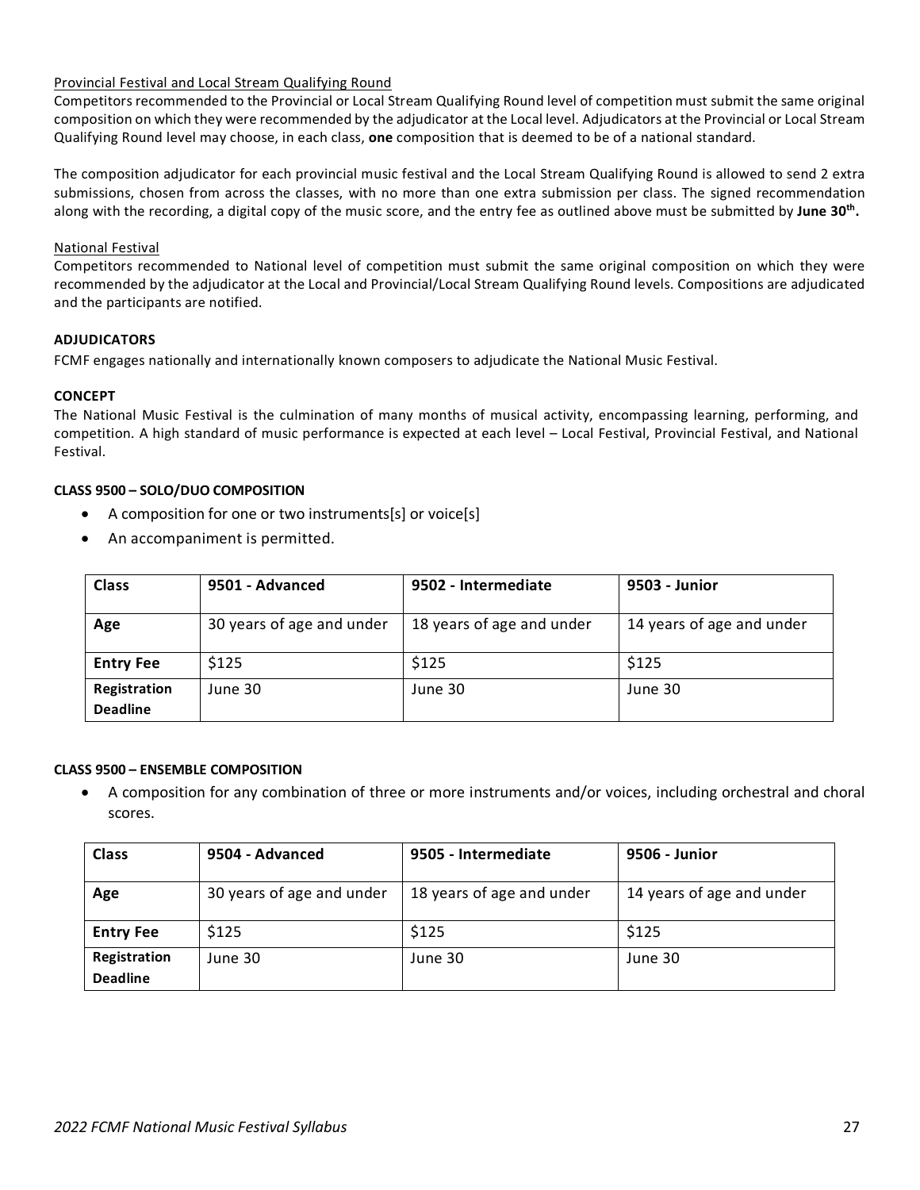Provincial Festival and Local Stream Qualifying Round

Competitors recommended to the Provincial or Local Stream Qualifying Round level of competition must submit the same original composition on which they were recommended by the adjudicator at the Local level. Adjudicators at the Provincial or Local Stream Qualifying Round level may choose, in each class, **one** composition that is deemed to be of a national standard.

The composition adjudicator for each provincial music festival and the Local Stream Qualifying Round is allowed to send 2 extra submissions, chosen from across the classes, with no more than one extra submission per class. The signed recommendation along with the recording, a digital copy of the music score, and the entry fee as outlined above must be submitted by **June 30th.**

National Festival

Competitors recommended to National level of competition must submit the same original composition on which they were recommended by the adjudicator at the Local and Provincial/Local Stream Qualifying Round levels. Compositions are adjudicated and the participants are notified.

**ADJUDICATORS**

FCMF engages nationally and internationally known composers to adjudicate the National Music Festival.

**CONCEPT**

The National Music Festival is the culmination of many months of musical activity, encompassing learning, performing, and competition. A high standard of music performance is expected at each level – Local Festival, Provincial Festival, and National Festival.

**CLASS 9500 – SOLO/DUO COMPOSITION**

- A composition for one or two instruments[s] or voice[s]
- An accompaniment is permitted.

| **Class** | **9501 - Advanced** | **9502 - Intermediate** | **9503 - Junior** |
|---|---|---|---|
| **Age** | 30 years of age and under | 18 years of age and under | 14 years of age and under |
| **Entry Fee** | $125 | $125 | $125 |
| **Registration Deadline** | June 30 | June 30 | June 30 |

**CLASS 9500 – ENSEMBLE COMPOSITION**

- A composition for any combination of three or more instruments and/or voices, including orchestral and choral scores.

| **Class** | **9504 - Advanced** | **9505 - Intermediate** | **9506 - Junior** |
|---|---|---|---|
| **Age** | 30 years of age and under | 18 years of age and under | 14 years of age and under |
| **Entry Fee** | $125 | $125 | $125 |
| **Registration Deadline** | June 30 | June 30 | June 30 |